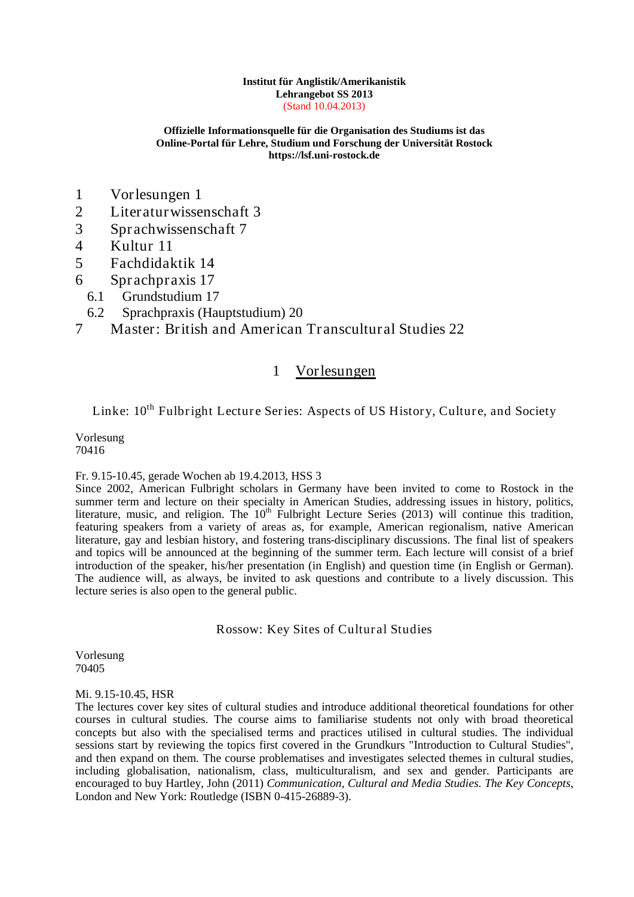**Institut für Anglistik/Amerikanistik**
**Lehrangebot SS 2013**
(Stand 10.04.2013)

**Offizielle Informationsquelle für die Organisation des Studiums ist das Online-Portal für Lehre, Studium und Forschung der Universität Rostock https://lsf.uni-rostock.de**

1 Vorlesungen 1
2 Literaturwissenschaft 3
3 Sprachwissenschaft 7
4 Kultur 11
5 Fachdidaktik 14
6 Sprachpraxis 17
  6.1 Grundstudium 17
  6.2 Sprachpraxis (Hauptstudium) 20
7 Master: British and American Transcultural Studies 22

# 1 Vorlesungen

### Linke: 10th Fulbright Lecture Series: Aspects of US History, Culture, and Society

Vorlesung
70416

Fr. 9.15-10.45, gerade Wochen ab 19.4.2013, HSS 3
Since 2002, American Fulbright scholars in Germany have been invited to come to Rostock in the summer term and lecture on their specialty in American Studies, addressing issues in history, politics, literature, music, and religion. The 10th Fulbright Lecture Series (2013) will continue this tradition, featuring speakers from a variety of areas as, for example, American regionalism, native American literature, gay and lesbian history, and fostering trans-disciplinary discussions. The final list of speakers and topics will be announced at the beginning of the summer term. Each lecture will consist of a brief introduction of the speaker, his/her presentation (in English) and question time (in English or German). The audience will, as always, be invited to ask questions and contribute to a lively discussion. This lecture series is also open to the general public.

### Rossow: Key Sites of Cultural Studies

Vorlesung
70405

Mi. 9.15-10.45, HSR
The lectures cover key sites of cultural studies and introduce additional theoretical foundations for other courses in cultural studies. The course aims to familiarise students not only with broad theoretical concepts but also with the specialised terms and practices utilised in cultural studies. The individual sessions start by reviewing the topics first covered in the Grundkurs "Introduction to Cultural Studies", and then expand on them. The course problematises and investigates selected themes in cultural studies, including globalisation, nationalism, class, multiculturalism, and sex and gender. Participants are encouraged to buy Hartley, John (2011) *Communication, Cultural and Media Studies. The Key Concepts*, London and New York: Routledge (ISBN 0-415-26889-3).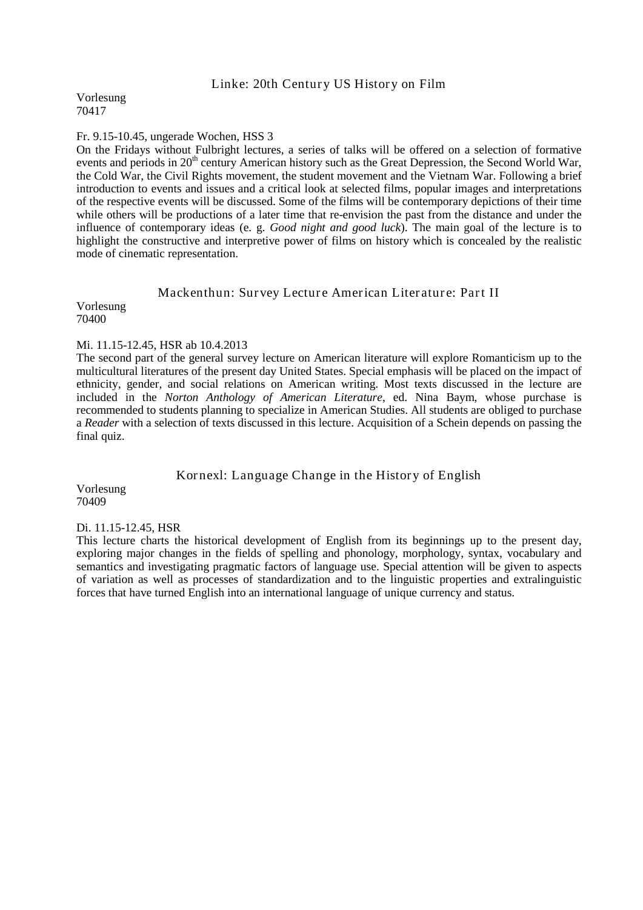## Linke: 20th Century US History on Film

Vorlesung
70417

Fr. 9.15-10.45, ungerade Wochen, HSS 3

On the Fridays without Fulbright lectures, a series of talks will be offered on a selection of formative events and periods in 20th century American history such as the Great Depression, the Second World War, the Cold War, the Civil Rights movement, the student movement and the Vietnam War. Following a brief introduction to events and issues and a critical look at selected films, popular images and interpretations of the respective events will be discussed. Some of the films will be contemporary depictions of their time while others will be productions of a later time that re-envision the past from the distance and under the influence of contemporary ideas (e. g. *Good night and good luck*). The main goal of the lecture is to highlight the constructive and interpretive power of films on history which is concealed by the realistic mode of cinematic representation.

## Mackenthun: Survey Lecture American Literature: Part II

Vorlesung
70400

Mi. 11.15-12.45, HSR ab 10.4.2013

The second part of the general survey lecture on American literature will explore Romanticism up to the multicultural literatures of the present day United States. Special emphasis will be placed on the impact of ethnicity, gender, and social relations on American writing. Most texts discussed in the lecture are included in the *Norton Anthology of American Literature*, ed. Nina Baym, whose purchase is recommended to students planning to specialize in American Studies. All students are obliged to purchase a *Reader* with a selection of texts discussed in this lecture. Acquisition of a Schein depends on passing the final quiz.

## Kornexl: Language Change in the History of English

Vorlesung
70409

Di. 11.15-12.45, HSR

This lecture charts the historical development of English from its beginnings up to the present day, exploring major changes in the fields of spelling and phonology, morphology, syntax, vocabulary and semantics and investigating pragmatic factors of language use. Special attention will be given to aspects of variation as well as processes of standardization and to the linguistic properties and extralinguistic forces that have turned English into an international language of unique currency and status.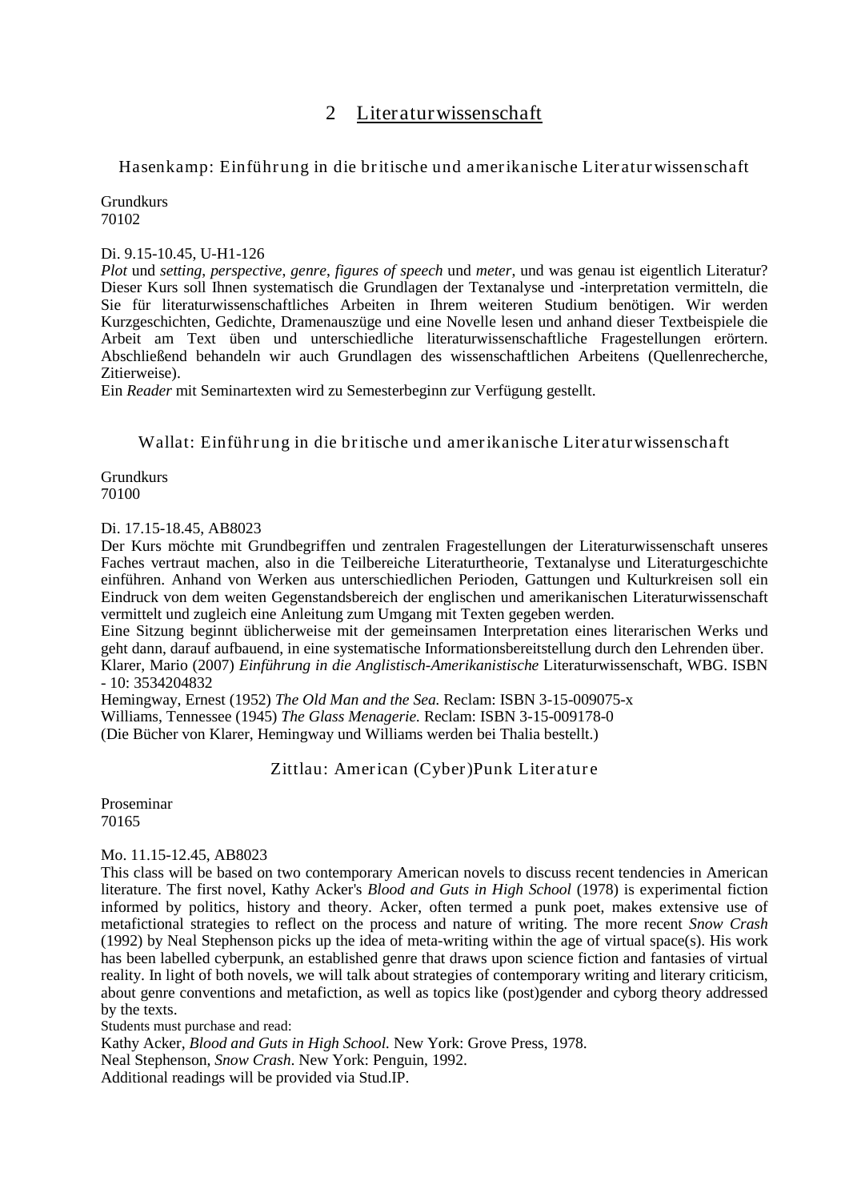# 2 Literaturwissenschaft

### Hasenkamp: Einführung in die britische und amerikanische Literaturwissenschaft

Grundkurs
70102

Di. 9.15-10.45, U-H1-126
*Plot* und *setting*, *perspective*, *genre*, *figures of speech* und *meter*, und was genau ist eigentlich Literatur? Dieser Kurs soll Ihnen systematisch die Grundlagen der Textanalyse und -interpretation vermitteln, die Sie für literaturwissenschaftliches Arbeiten in Ihrem weiteren Studium benötigen. Wir werden Kurzgeschichten, Gedichte, Dramenauszüge und eine Novelle lesen und anhand dieser Textbeispiele die Arbeit am Text üben und unterschiedliche literaturwissenschaftliche Fragestellungen erörtern. Abschließend behandeln wir auch Grundlagen des wissenschaftlichen Arbeitens (Quellenrecherche, Zitierweise).
Ein *Reader* mit Seminartexten wird zu Semesterbeginn zur Verfügung gestellt.

### Wallat: Einführung in die britische und amerikanische Literaturwissenschaft

Grundkurs
70100

Di. 17.15-18.45, AB8023
Der Kurs möchte mit Grundbegriffen und zentralen Fragestellungen der Literaturwissenschaft unseres Faches vertraut machen, also in die Teilbereiche Literaturtheorie, Textanalyse und Literaturgeschichte einführen. Anhand von Werken aus unterschiedlichen Perioden, Gattungen und Kulturkreisen soll ein Eindruck von dem weiten Gegenstandsbereich der englischen und amerikanischen Literaturwissenschaft vermittelt und zugleich eine Anleitung zum Umgang mit Texten gegeben werden.
Eine Sitzung beginnt üblicherweise mit der gemeinsamen Interpretation eines literarischen Werks und geht dann, darauf aufbauend, in eine systematische Informationsbereitstellung durch den Lehrenden über.
Klarer, Mario (2007) *Einführung in die Anglistisch-Amerikanistische* Literaturwissenschaft, WBG. ISBN - 10: 3534204832
Hemingway, Ernest (1952) *The Old Man and the Sea.* Reclam: ISBN 3-15-009075-x
Williams, Tennessee (1945) *The Glass Menagerie.* Reclam: ISBN 3-15-009178-0
(Die Bücher von Klarer, Hemingway und Williams werden bei Thalia bestellt.)

### Zittlau: American (Cyber)Punk Literature

Proseminar
70165

Mo. 11.15-12.45, AB8023
This class will be based on two contemporary American novels to discuss recent tendencies in American literature. The first novel, Kathy Acker's *Blood and Guts in High School* (1978) is experimental fiction informed by politics, history and theory. Acker, often termed a punk poet, makes extensive use of metafictional strategies to reflect on the process and nature of writing. The more recent *Snow Crash* (1992) by Neal Stephenson picks up the idea of meta-writing within the age of virtual space(s). His work has been labelled cyberpunk, an established genre that draws upon science fiction and fantasies of virtual reality. In light of both novels, we will talk about strategies of contemporary writing and literary criticism, about genre conventions and metafiction, as well as topics like (post)gender and cyborg theory addressed by the texts.
Students must purchase and read:
Kathy Acker, *Blood and Guts in High School.* New York: Grove Press, 1978.
Neal Stephenson, *Snow Crash.* New York: Penguin, 1992.
Additional readings will be provided via Stud.IP.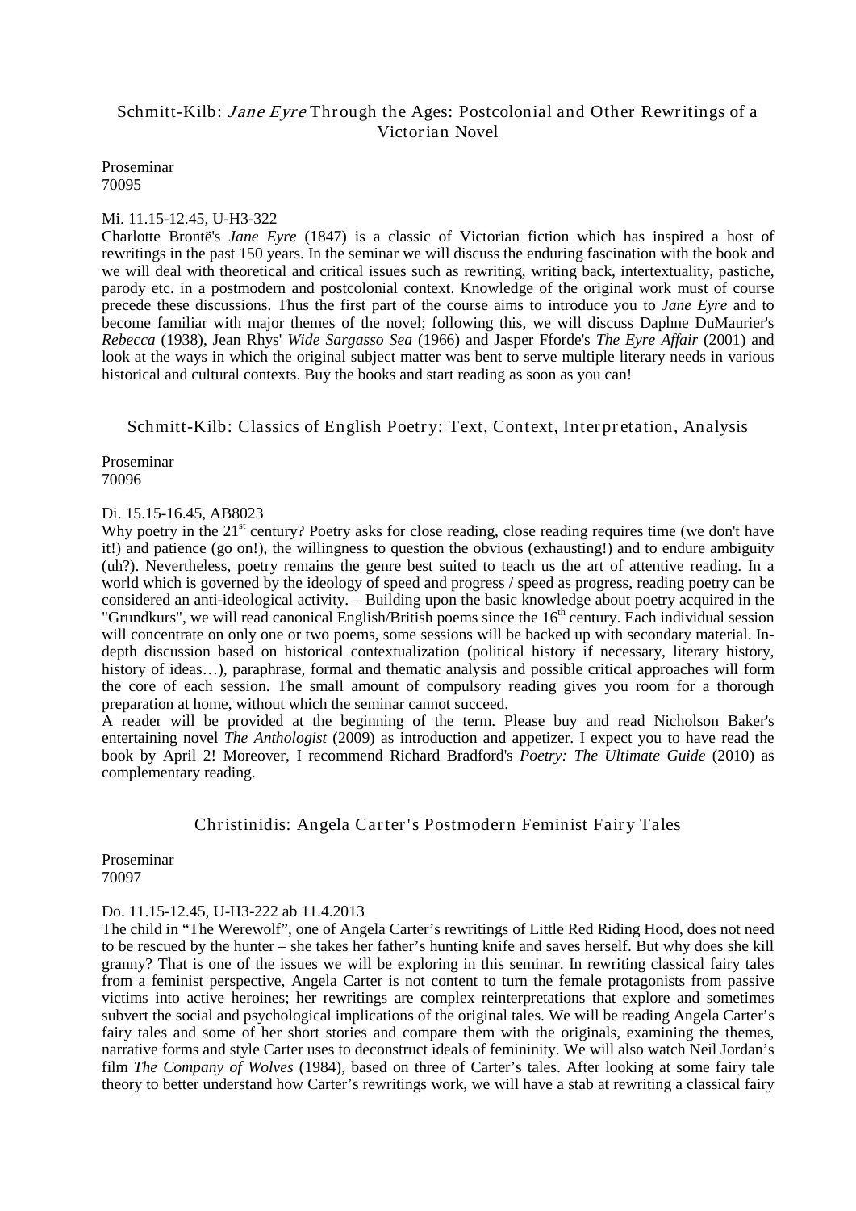## Schmitt-Kilb: *Jane Eyre* Through the Ages: Postcolonial and Other Rewritings of a Victorian Novel

Proseminar
70095

Mi. 11.15-12.45, U-H3-322
Charlotte Brontë's *Jane Eyre* (1847) is a classic of Victorian fiction which has inspired a host of rewritings in the past 150 years. In the seminar we will discuss the enduring fascination with the book and we will deal with theoretical and critical issues such as rewriting, writing back, intertextuality, pastiche, parody etc. in a postmodern and postcolonial context. Knowledge of the original work must of course precede these discussions. Thus the first part of the course aims to introduce you to *Jane Eyre* and to become familiar with major themes of the novel; following this, we will discuss Daphne DuMaurier's *Rebecca* (1938), Jean Rhys' *Wide Sargasso Sea* (1966) and Jasper Fforde's *The Eyre Affair* (2001) and look at the ways in which the original subject matter was bent to serve multiple literary needs in various historical and cultural contexts. Buy the books and start reading as soon as you can!

## Schmitt-Kilb: Classics of English Poetry: Text, Context, Interpretation, Analysis

Proseminar
70096

Di. 15.15-16.45, AB8023
Why poetry in the 21st century? Poetry asks for close reading, close reading requires time (we don't have it!) and patience (go on!), the willingness to question the obvious (exhausting!) and to endure ambiguity (uh?). Nevertheless, poetry remains the genre best suited to teach us the art of attentive reading. In a world which is governed by the ideology of speed and progress / speed as progress, reading poetry can be considered an anti-ideological activity. – Building upon the basic knowledge about poetry acquired in the "Grundkurs", we will read canonical English/British poems since the 16th century. Each individual session will concentrate on only one or two poems, some sessions will be backed up with secondary material. In-depth discussion based on historical contextualization (political history if necessary, literary history, history of ideas…), paraphrase, formal and thematic analysis and possible critical approaches will form the core of each session. The small amount of compulsory reading gives you room for a thorough preparation at home, without which the seminar cannot succeed.
A reader will be provided at the beginning of the term. Please buy and read Nicholson Baker's entertaining novel *The Anthologist* (2009) as introduction and appetizer. I expect you to have read the book by April 2! Moreover, I recommend Richard Bradford's *Poetry: The Ultimate Guide* (2010) as complementary reading.

## Christinidis: Angela Carter's Postmodern Feminist Fairy Tales

Proseminar
70097

Do. 11.15-12.45, U-H3-222 ab 11.4.2013
The child in "The Werewolf", one of Angela Carter's rewritings of Little Red Riding Hood, does not need to be rescued by the hunter – she takes her father's hunting knife and saves herself. But why does she kill granny? That is one of the issues we will be exploring in this seminar. In rewriting classical fairy tales from a feminist perspective, Angela Carter is not content to turn the female protagonists from passive victims into active heroines; her rewritings are complex reinterpretations that explore and sometimes subvert the social and psychological implications of the original tales. We will be reading Angela Carter's fairy tales and some of her short stories and compare them with the originals, examining the themes, narrative forms and style Carter uses to deconstruct ideals of femininity. We will also watch Neil Jordan's film *The Company of Wolves* (1984), based on three of Carter's tales. After looking at some fairy tale theory to better understand how Carter's rewritings work, we will have a stab at rewriting a classical fairy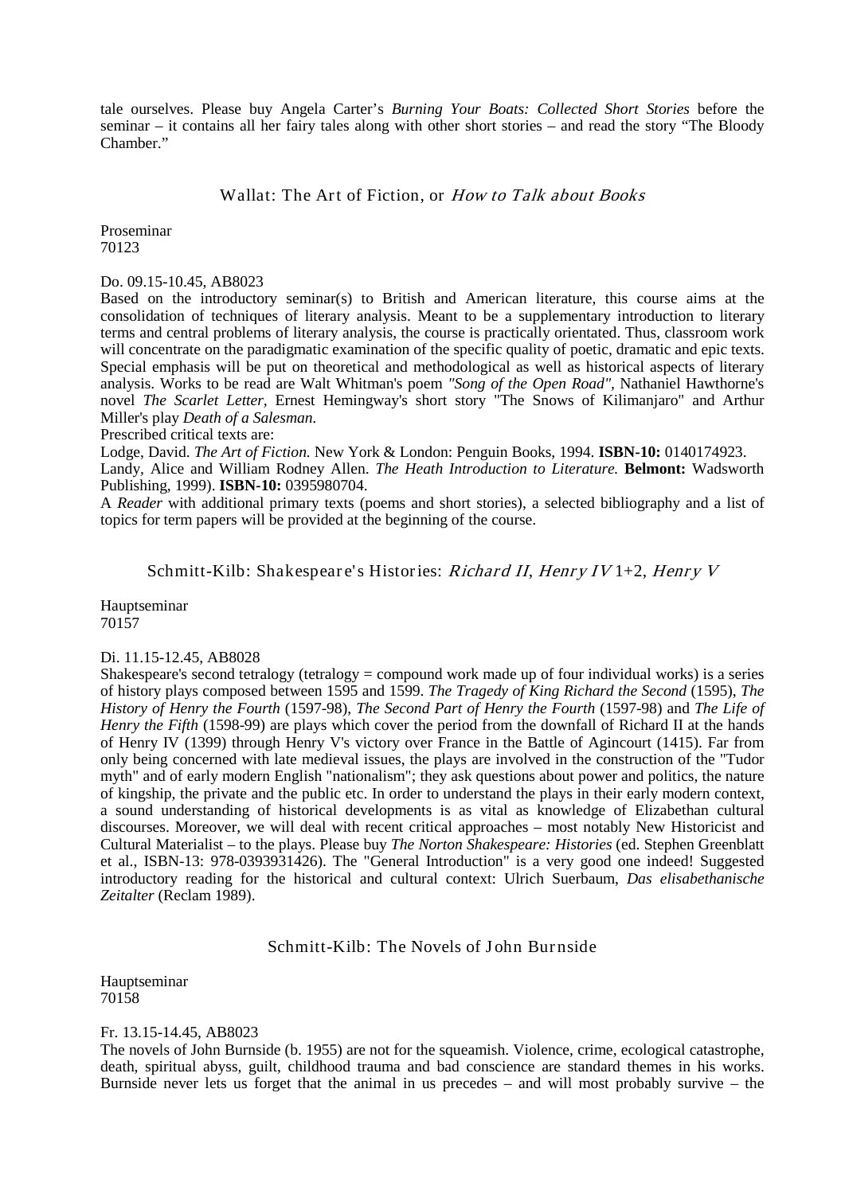tale ourselves. Please buy Angela Carter's *Burning Your Boats: Collected Short Stories* before the seminar – it contains all her fairy tales along with other short stories – and read the story "The Bloody Chamber."

## Wallat: The Art of Fiction, or *How to Talk about Books*

Proseminar
70123

Do. 09.15-10.45, AB8023
Based on the introductory seminar(s) to British and American literature, this course aims at the consolidation of techniques of literary analysis. Meant to be a supplementary introduction to literary terms and central problems of literary analysis, the course is practically orientated. Thus, classroom work will concentrate on the paradigmatic examination of the specific quality of poetic, dramatic and epic texts. Special emphasis will be put on theoretical and methodological as well as historical aspects of literary analysis. Works to be read are Walt Whitman's poem *"Song of the Open Road"*, Nathaniel Hawthorne's novel *The Scarlet Letter,* Ernest Hemingway's short story "The Snows of Kilimanjaro" and Arthur Miller's play *Death of a Salesman.*
Prescribed critical texts are:
Lodge, David. *The Art of Fiction.* New York & London: Penguin Books, 1994. **ISBN-10:** 0140174923.
Landy, Alice and William Rodney Allen. *The Heath Introduction to Literature.* **Belmont:** Wadsworth Publishing, 1999). **ISBN-10:** 0395980704.
A *Reader* with additional primary texts (poems and short stories), a selected bibliography and a list of topics for term papers will be provided at the beginning of the course.

## Schmitt-Kilb: Shakespeare's Histories: *Richard II*, *Henry IV* 1+2, *Henry V*

Hauptseminar
70157

Di. 11.15-12.45, AB8028
Shakespeare's second tetralogy (tetralogy = compound work made up of four individual works) is a series of history plays composed between 1595 and 1599. *The Tragedy of King Richard the Second* (1595), *The History of Henry the Fourth* (1597-98), *The Second Part of Henry the Fourth* (1597-98) and *The Life of Henry the Fifth* (1598-99) are plays which cover the period from the downfall of Richard II at the hands of Henry IV (1399) through Henry V's victory over France in the Battle of Agincourt (1415). Far from only being concerned with late medieval issues, the plays are involved in the construction of the "Tudor myth" and of early modern English "nationalism"; they ask questions about power and politics, the nature of kingship, the private and the public etc. In order to understand the plays in their early modern context, a sound understanding of historical developments is as vital as knowledge of Elizabethan cultural discourses. Moreover, we will deal with recent critical approaches – most notably New Historicist and Cultural Materialist – to the plays. Please buy *The Norton Shakespeare: Histories* (ed. Stephen Greenblatt et al., ISBN-13: 978-0393931426). The "General Introduction" is a very good one indeed! Suggested introductory reading for the historical and cultural context: Ulrich Suerbaum, *Das elisabethanische Zeitalter* (Reclam 1989).

## Schmitt-Kilb: The Novels of John Burnside

Hauptseminar
70158

Fr. 13.15-14.45, AB8023
The novels of John Burnside (b. 1955) are not for the squeamish. Violence, crime, ecological catastrophe, death, spiritual abyss, guilt, childhood trauma and bad conscience are standard themes in his works. Burnside never lets us forget that the animal in us precedes – and will most probably survive – the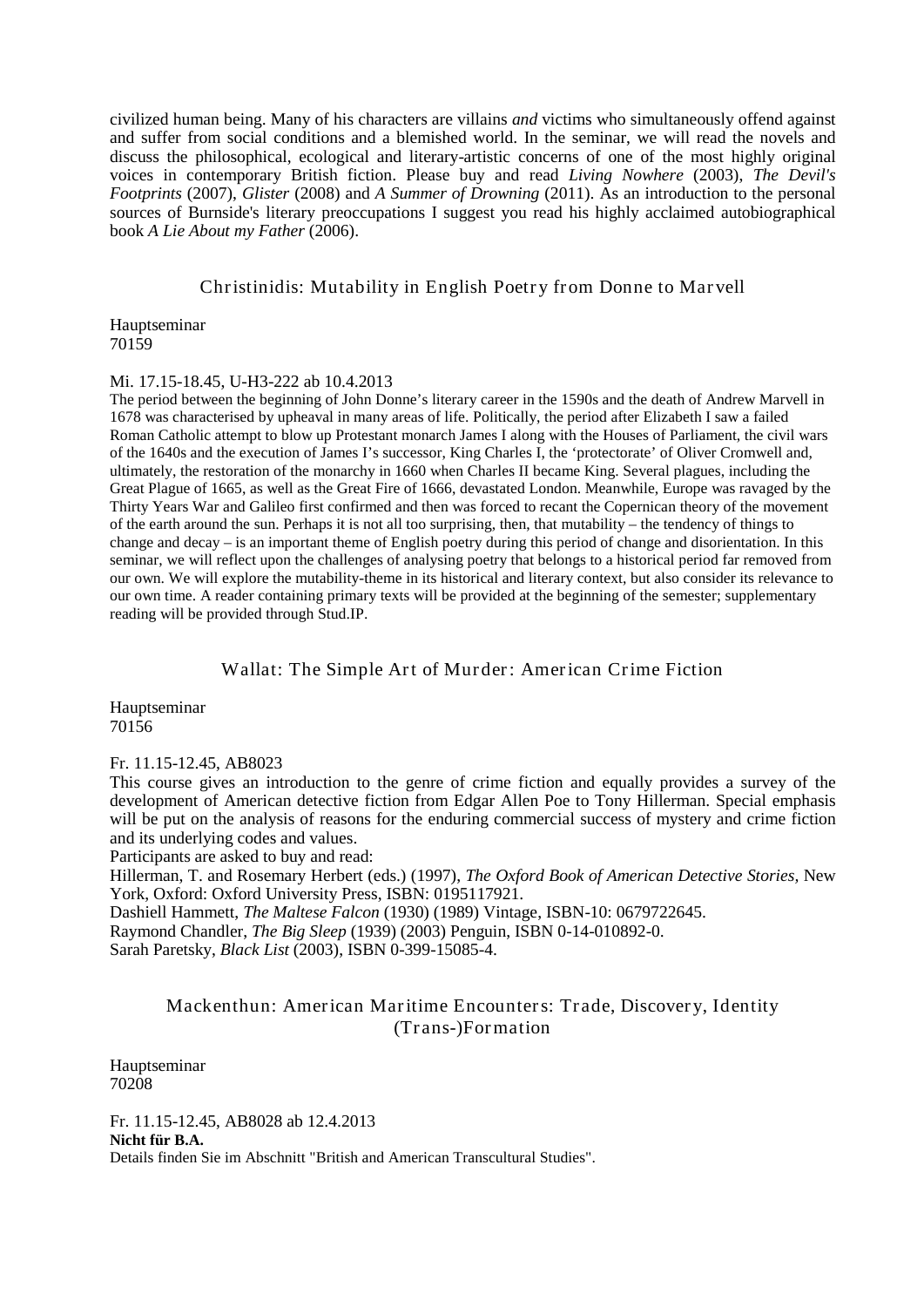civilized human being. Many of his characters are villains *and* victims who simultaneously offend against and suffer from social conditions and a blemished world. In the seminar, we will read the novels and discuss the philosophical, ecological and literary-artistic concerns of one of the most highly original voices in contemporary British fiction. Please buy and read *Living Nowhere* (2003), *The Devil's Footprints* (2007), *Glister* (2008) and *A Summer of Drowning* (2011). As an introduction to the personal sources of Burnside's literary preoccupations I suggest you read his highly acclaimed autobiographical book *A Lie About my Father* (2006).

## Christinidis: Mutability in English Poetry from Donne to Marvell

Hauptseminar
70159

Mi. 17.15-18.45, U-H3-222 ab 10.4.2013

The period between the beginning of John Donne's literary career in the 1590s and the death of Andrew Marvell in 1678 was characterised by upheaval in many areas of life. Politically, the period after Elizabeth I saw a failed Roman Catholic attempt to blow up Protestant monarch James I along with the Houses of Parliament, the civil wars of the 1640s and the execution of James I's successor, King Charles I, the 'protectorate' of Oliver Cromwell and, ultimately, the restoration of the monarchy in 1660 when Charles II became King. Several plagues, including the Great Plague of 1665, as well as the Great Fire of 1666, devastated London. Meanwhile, Europe was ravaged by the Thirty Years War and Galileo first confirmed and then was forced to recant the Copernican theory of the movement of the earth around the sun. Perhaps it is not all too surprising, then, that mutability – the tendency of things to change and decay – is an important theme of English poetry during this period of change and disorientation. In this seminar, we will reflect upon the challenges of analysing poetry that belongs to a historical period far removed from our own. We will explore the mutability-theme in its historical and literary context, but also consider its relevance to our own time. A reader containing primary texts will be provided at the beginning of the semester; supplementary reading will be provided through Stud.IP.

## Wallat: The Simple Art of Murder: American Crime Fiction

Hauptseminar
70156

Fr. 11.15-12.45, AB8023

This course gives an introduction to the genre of crime fiction and equally provides a survey of the development of American detective fiction from Edgar Allen Poe to Tony Hillerman. Special emphasis will be put on the analysis of reasons for the enduring commercial success of mystery and crime fiction and its underlying codes and values.

Participants are asked to buy and read:

Hillerman, T. and Rosemary Herbert (eds.) (1997), *The Oxford Book of American Detective Stories*, New York, Oxford: Oxford University Press, ISBN: 0195117921.
Dashiell Hammett, *The Maltese Falcon* (1930) (1989) Vintage, ISBN-10: 0679722645.
Raymond Chandler, *The Big Sleep* (1939) (2003) Penguin, ISBN 0-14-010892-0.
Sarah Paretsky, *Black List* (2003), ISBN 0-399-15085-4.

## Mackenthun: American Maritime Encounters: Trade, Discovery, Identity (Trans-)Formation

Hauptseminar
70208

Fr. 11.15-12.45, AB8028 ab 12.4.2013
**Nicht für B.A.**
Details finden Sie im Abschnitt "British and American Transcultural Studies".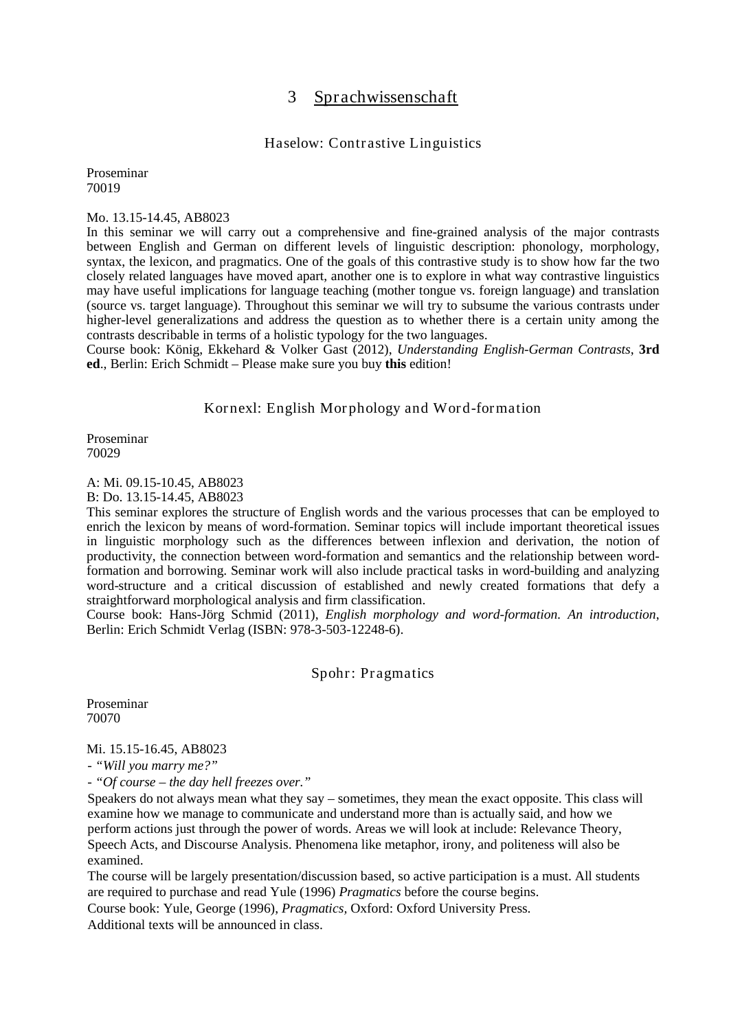# 3 Sprachwissenschaft

## Haselow: Contrastive Linguistics

Proseminar
70019

Mo. 13.15-14.45, AB8023

In this seminar we will carry out a comprehensive and fine-grained analysis of the major contrasts between English and German on different levels of linguistic description: phonology, morphology, syntax, the lexicon, and pragmatics. One of the goals of this contrastive study is to show how far the two closely related languages have moved apart, another one is to explore in what way contrastive linguistics may have useful implications for language teaching (mother tongue vs. foreign language) and translation (source vs. target language). Throughout this seminar we will try to subsume the various contrasts under higher-level generalizations and address the question as to whether there is a certain unity among the contrasts describable in terms of a holistic typology for the two languages.

Course book: König, Ekkehard & Volker Gast (2012), *Understanding English-German Contrasts*, **3rd ed**., Berlin: Erich Schmidt – Please make sure you buy **this** edition!

## Kornexl: English Morphology and Word-formation

Proseminar
70029

A: Mi. 09.15-10.45, AB8023
B: Do. 13.15-14.45, AB8023

This seminar explores the structure of English words and the various processes that can be employed to enrich the lexicon by means of word-formation. Seminar topics will include important theoretical issues in linguistic morphology such as the differences between inflexion and derivation, the notion of productivity, the connection between word-formation and semantics and the relationship between word-formation and borrowing. Seminar work will also include practical tasks in word-building and analyzing word-structure and a critical discussion of established and newly created formations that defy a straightforward morphological analysis and firm classification.

Course book: Hans-Jörg Schmid (2011), *English morphology and word-formation. An introduction*, Berlin: Erich Schmidt Verlag (ISBN: 978-3-503-12248-6).

## Spohr: Pragmatics

Proseminar
70070

Mi. 15.15-16.45, AB8023

- *"Will you marry me?"*
- *"Of course – the day hell freezes over."*

Speakers do not always mean what they say – sometimes, they mean the exact opposite. This class will examine how we manage to communicate and understand more than is actually said, and how we perform actions just through the power of words. Areas we will look at include: Relevance Theory, Speech Acts, and Discourse Analysis. Phenomena like metaphor, irony, and politeness will also be examined.

The course will be largely presentation/discussion based, so active participation is a must. All students are required to purchase and read Yule (1996) *Pragmatics* before the course begins.

Course book: Yule, George (1996), *Pragmatics*, Oxford: Oxford University Press.

Additional texts will be announced in class.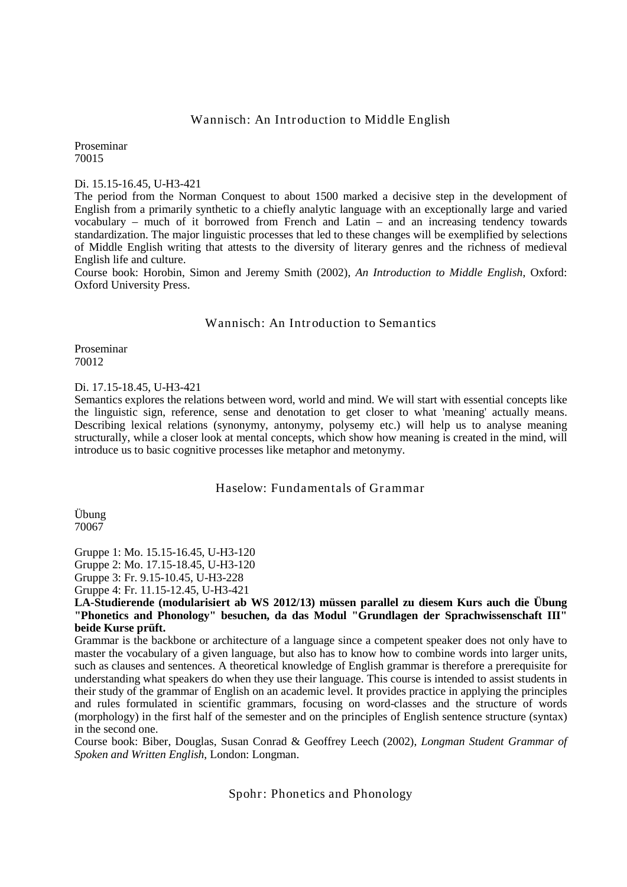## Wannisch: An Introduction to Middle English

Proseminar
70015

Di. 15.15-16.45, U-H3-421

The period from the Norman Conquest to about 1500 marked a decisive step in the development of English from a primarily synthetic to a chiefly analytic language with an exceptionally large and varied vocabulary – much of it borrowed from French and Latin – and an increasing tendency towards standardization. The major linguistic processes that led to these changes will be exemplified by selections of Middle English writing that attests to the diversity of literary genres and the richness of medieval English life and culture.

Course book: Horobin, Simon and Jeremy Smith (2002), *An Introduction to Middle English*, Oxford: Oxford University Press.

## Wannisch: An Introduction to Semantics

Proseminar
70012

Di. 17.15-18.45, U-H3-421

Semantics explores the relations between word, world and mind. We will start with essential concepts like the linguistic sign, reference, sense and denotation to get closer to what 'meaning' actually means. Describing lexical relations (synonymy, antonymy, polysemy etc.) will help us to analyse meaning structurally, while a closer look at mental concepts, which show how meaning is created in the mind, will introduce us to basic cognitive processes like metaphor and metonymy.

## Haselow: Fundamentals of Grammar

Übung
70067

Gruppe 1: Mo. 15.15-16.45, U-H3-120
Gruppe 2: Mo. 17.15-18.45, U-H3-120
Gruppe 3: Fr. 9.15-10.45, U-H3-228
Gruppe 4: Fr. 11.15-12.45, U-H3-421

**LA-Studierende (modularisiert ab WS 2012/13) müssen parallel zu diesem Kurs auch die Übung "Phonetics and Phonology" besuchen, da das Modul "Grundlagen der Sprachwissenschaft III" beide Kurse prüft.**

Grammar is the backbone or architecture of a language since a competent speaker does not only have to master the vocabulary of a given language, but also has to know how to combine words into larger units, such as clauses and sentences. A theoretical knowledge of English grammar is therefore a prerequisite for understanding what speakers do when they use their language. This course is intended to assist students in their study of the grammar of English on an academic level. It provides practice in applying the principles and rules formulated in scientific grammars, focusing on word-classes and the structure of words (morphology) in the first half of the semester and on the principles of English sentence structure (syntax) in the second one.

Course book: Biber, Douglas, Susan Conrad & Geoffrey Leech (2002), *Longman Student Grammar of Spoken and Written English*, London: Longman.

## Spohr: Phonetics and Phonology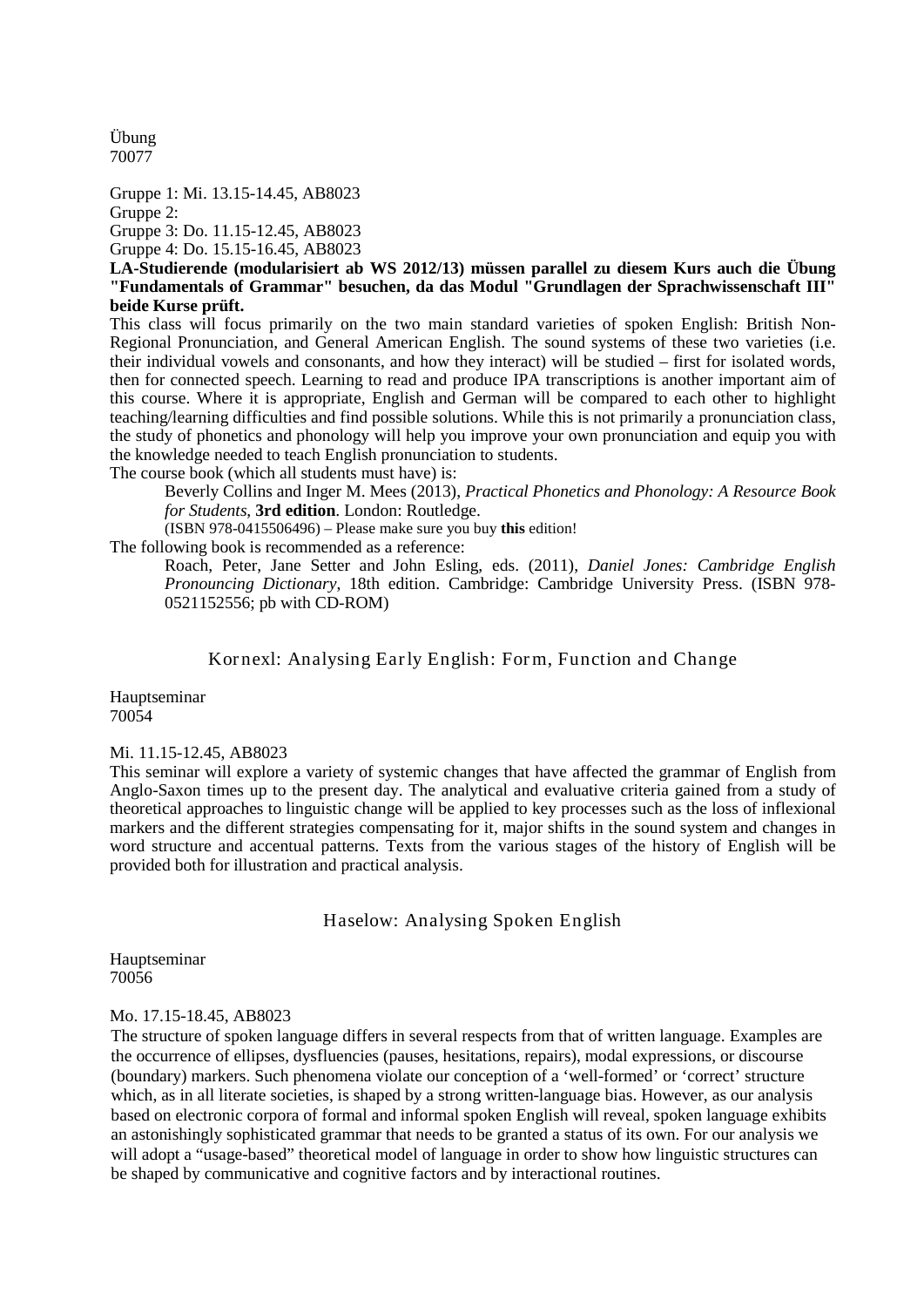Übung
70077

Gruppe 1: Mi. 13.15-14.45, AB8023
Gruppe 2:
Gruppe 3: Do. 11.15-12.45, AB8023
Gruppe 4: Do. 15.15-16.45, AB8023

**LA-Studierende (modularisiert ab WS 2012/13) müssen parallel zu diesem Kurs auch die Übung "Fundamentals of Grammar" besuchen, da das Modul "Grundlagen der Sprachwissenschaft III" beide Kurse prüft.**

This class will focus primarily on the two main standard varieties of spoken English: British Non-Regional Pronunciation, and General American English. The sound systems of these two varieties (i.e. their individual vowels and consonants, and how they interact) will be studied – first for isolated words, then for connected speech. Learning to read and produce IPA transcriptions is another important aim of this course. Where it is appropriate, English and German will be compared to each other to highlight teaching/learning difficulties and find possible solutions. While this is not primarily a pronunciation class, the study of phonetics and phonology will help you improve your own pronunciation and equip you with the knowledge needed to teach English pronunciation to students.

The course book (which all students must have) is:

> Beverly Collins and Inger M. Mees (2013), *Practical Phonetics and Phonology: A Resource Book for Students*, **3rd edition**. London: Routledge.
> (ISBN 978-0415506496) – Please make sure you buy **this** edition!

The following book is recommended as a reference:

> Roach, Peter, Jane Setter and John Esling, eds. (2011), *Daniel Jones: Cambridge English Pronouncing Dictionary*, 18th edition. Cambridge: Cambridge University Press. (ISBN 978-0521152556; pb with CD-ROM)

## Kornexl: Analysing Early English: Form, Function and Change

Hauptseminar
70054

Mi. 11.15-12.45, AB8023

This seminar will explore a variety of systemic changes that have affected the grammar of English from Anglo-Saxon times up to the present day. The analytical and evaluative criteria gained from a study of theoretical approaches to linguistic change will be applied to key processes such as the loss of inflexional markers and the different strategies compensating for it, major shifts in the sound system and changes in word structure and accentual patterns. Texts from the various stages of the history of English will be provided both for illustration and practical analysis.

## Haselow: Analysing Spoken English

Hauptseminar
70056

Mo. 17.15-18.45, AB8023

The structure of spoken language differs in several respects from that of written language. Examples are the occurrence of ellipses, dysfluencies (pauses, hesitations, repairs), modal expressions, or discourse (boundary) markers. Such phenomena violate our conception of a 'well-formed' or 'correct' structure which, as in all literate societies, is shaped by a strong written-language bias. However, as our analysis based on electronic corpora of formal and informal spoken English will reveal, spoken language exhibits an astonishingly sophisticated grammar that needs to be granted a status of its own. For our analysis we will adopt a "usage-based" theoretical model of language in order to show how linguistic structures can be shaped by communicative and cognitive factors and by interactional routines.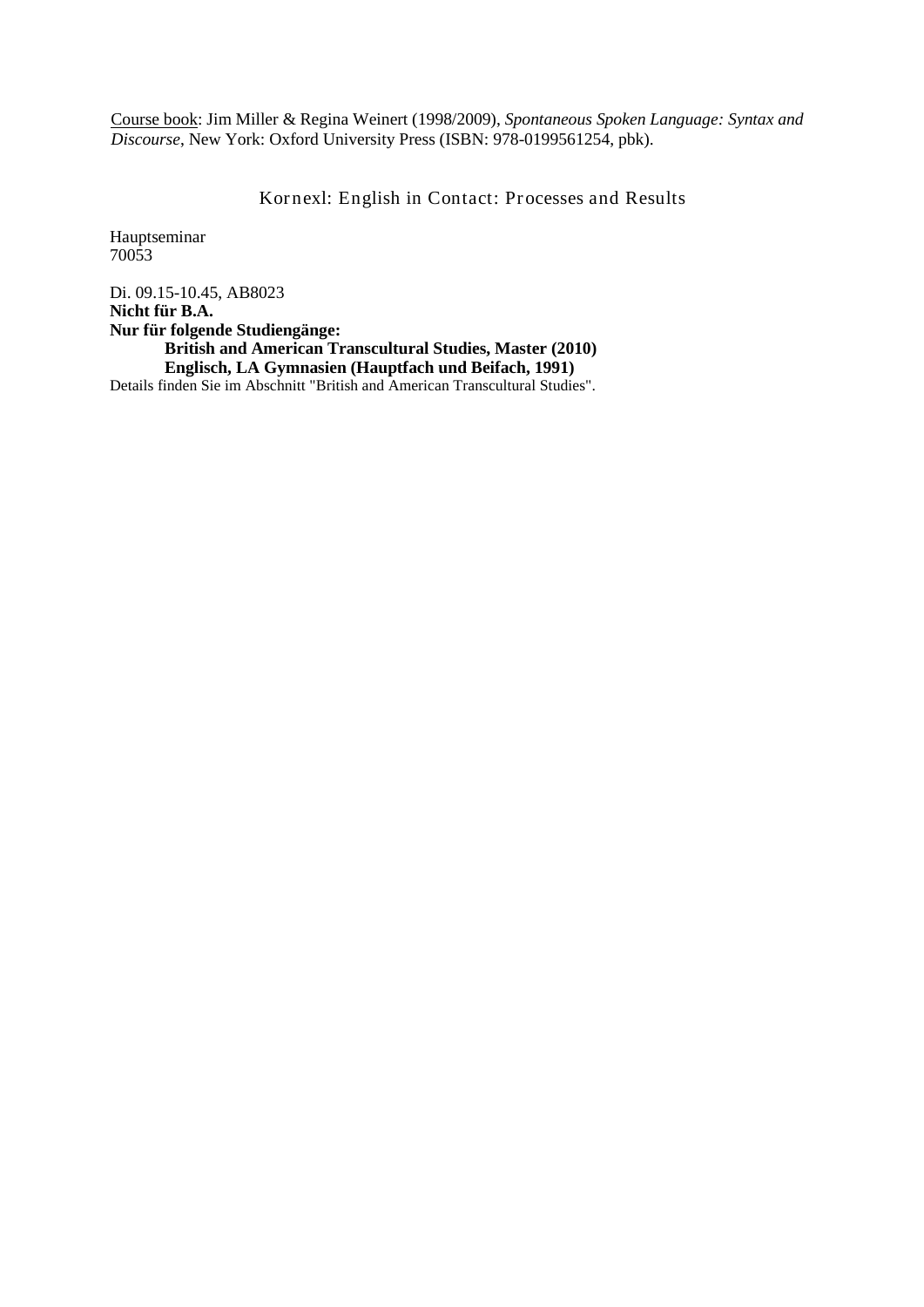Course book: Jim Miller & Regina Weinert (1998/2009), *Spontaneous Spoken Language: Syntax and Discourse*, New York: Oxford University Press (ISBN: 978-0199561254, pbk).

## Kornexl: English in Contact: Processes and Results

Hauptseminar
70053

Di. 09.15-10.45, AB8023
**Nicht für B.A.**
**Nur für folgende Studiengänge:**
**British and American Transcultural Studies, Master (2010)**
**Englisch, LA Gymnasien (Hauptfach und Beifach, 1991)**
Details finden Sie im Abschnitt "British and American Transcultural Studies".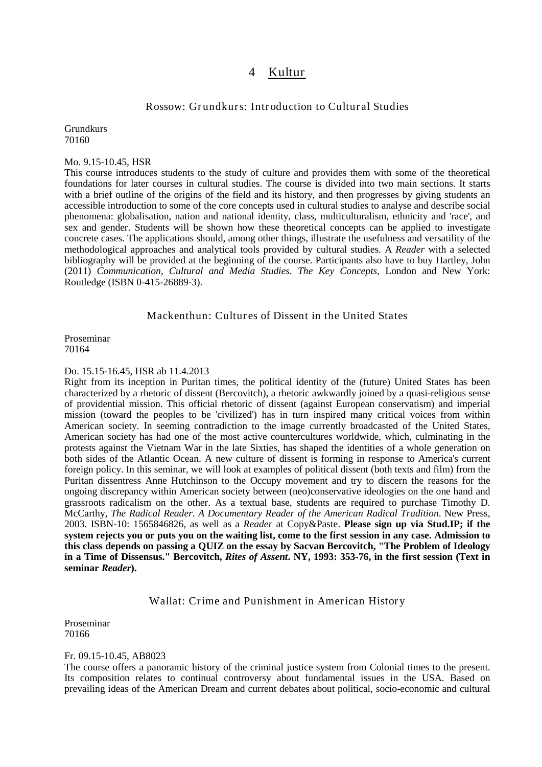# 4 Kultur

## Rossow: Grundkurs: Introduction to Cultural Studies

Grundkurs
70160

Mo. 9.15-10.45, HSR
This course introduces students to the study of culture and provides them with some of the theoretical foundations for later courses in cultural studies. The course is divided into two main sections. It starts with a brief outline of the origins of the field and its history, and then progresses by giving students an accessible introduction to some of the core concepts used in cultural studies to analyse and describe social phenomena: globalisation, nation and national identity, class, multiculturalism, ethnicity and 'race', and sex and gender. Students will be shown how these theoretical concepts can be applied to investigate concrete cases. The applications should, among other things, illustrate the usefulness and versatility of the methodological approaches and analytical tools provided by cultural studies. A *Reader* with a selected bibliography will be provided at the beginning of the course. Participants also have to buy Hartley, John (2011) *Communication, Cultural and Media Studies. The Key Concepts*, London and New York: Routledge (ISBN 0-415-26889-3).

## Mackenthun: Cultures of Dissent in the United States

Proseminar
70164

Do. 15.15-16.45, HSR ab 11.4.2013
Right from its inception in Puritan times, the political identity of the (future) United States has been characterized by a rhetoric of dissent (Bercovitch), a rhetoric awkwardly joined by a quasi-religious sense of providential mission. This official rhetoric of dissent (against European conservatism) and imperial mission (toward the peoples to be 'civilized') has in turn inspired many critical voices from within American society. In seeming contradiction to the image currently broadcasted of the United States, American society has had one of the most active countercultures worldwide, which, culminating in the protests against the Vietnam War in the late Sixties, has shaped the identities of a whole generation on both sides of the Atlantic Ocean. A new culture of dissent is forming in response to America's current foreign policy. In this seminar, we will look at examples of political dissent (both texts and film) from the Puritan dissentress Anne Hutchinson to the Occupy movement and try to discern the reasons for the ongoing discrepancy within American society between (neo)conservative ideologies on the one hand and grassroots radicalism on the other. As a textual base, students are required to purchase Timothy D. McCarthy, *The Radical Reader. A Documentary Reader of the American Radical Tradition*. New Press, 2003. ISBN-10: 1565846826, as well as a *Reader* at Copy&Paste. **Please sign up via Stud.IP; if the system rejects you or puts you on the waiting list, come to the first session in any case. Admission to this class depends on passing a QUIZ on the essay by Sacvan Bercovitch, "The Problem of Ideology in a Time of Dissensus." Bercovitch, *Rites of Assent*. NY, 1993: 353-76, in the first session (Text in seminar *Reader*).**

## Wallat: Crime and Punishment in American History

Proseminar
70166

Fr. 09.15-10.45, AB8023
The course offers a panoramic history of the criminal justice system from Colonial times to the present. Its composition relates to continual controversy about fundamental issues in the USA. Based on prevailing ideas of the American Dream and current debates about political, socio-economic and cultural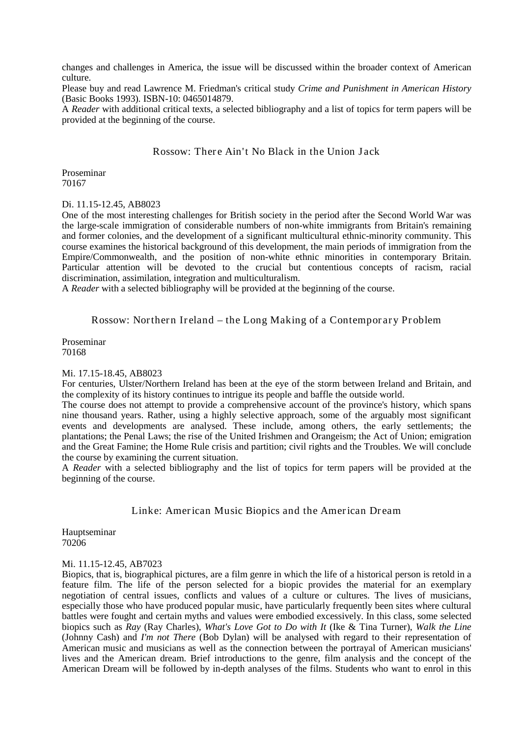changes and challenges in America, the issue will be discussed within the broader context of American culture.
Please buy and read Lawrence M. Friedman's critical study *Crime and Punishment in American History* (Basic Books 1993). ISBN-10: 0465014879.
A *Reader* with additional critical texts, a selected bibliography and a list of topics for term papers will be provided at the beginning of the course.

## Rossow: There Ain't No Black in the Union Jack

Proseminar
70167

Di. 11.15-12.45, AB8023
One of the most interesting challenges for British society in the period after the Second World War was the large-scale immigration of considerable numbers of non-white immigrants from Britain's remaining and former colonies, and the development of a significant multicultural ethnic-minority community. This course examines the historical background of this development, the main periods of immigration from the Empire/Commonwealth, and the position of non-white ethnic minorities in contemporary Britain. Particular attention will be devoted to the crucial but contentious concepts of racism, racial discrimination, assimilation, integration and multiculturalism.
A *Reader* with a selected bibliography will be provided at the beginning of the course.

## Rossow: Northern Ireland – the Long Making of a Contemporary Problem

Proseminar
70168

Mi. 17.15-18.45, AB8023
For centuries, Ulster/Northern Ireland has been at the eye of the storm between Ireland and Britain, and the complexity of its history continues to intrigue its people and baffle the outside world.
The course does not attempt to provide a comprehensive account of the province's history, which spans nine thousand years. Rather, using a highly selective approach, some of the arguably most significant events and developments are analysed. These include, among others, the early settlements; the plantations; the Penal Laws; the rise of the United Irishmen and Orangeism; the Act of Union; emigration and the Great Famine; the Home Rule crisis and partition; civil rights and the Troubles. We will conclude the course by examining the current situation.
A *Reader* with a selected bibliography and the list of topics for term papers will be provided at the beginning of the course.

## Linke: American Music Biopics and the American Dream

Hauptseminar
70206

Mi. 11.15-12.45, AB7023
Biopics, that is, biographical pictures, are a film genre in which the life of a historical person is retold in a feature film. The life of the person selected for a biopic provides the material for an exemplary negotiation of central issues, conflicts and values of a culture or cultures. The lives of musicians, especially those who have produced popular music, have particularly frequently been sites where cultural battles were fought and certain myths and values were embodied excessively. In this class, some selected biopics such as *Ray* (Ray Charles), *What's Love Got to Do with It* (Ike & Tina Turner), *Walk the Line* (Johnny Cash) and *I'm not There* (Bob Dylan) will be analysed with regard to their representation of American music and musicians as well as the connection between the portrayal of American musicians' lives and the American dream. Brief introductions to the genre, film analysis and the concept of the American Dream will be followed by in-depth analyses of the films. Students who want to enrol in this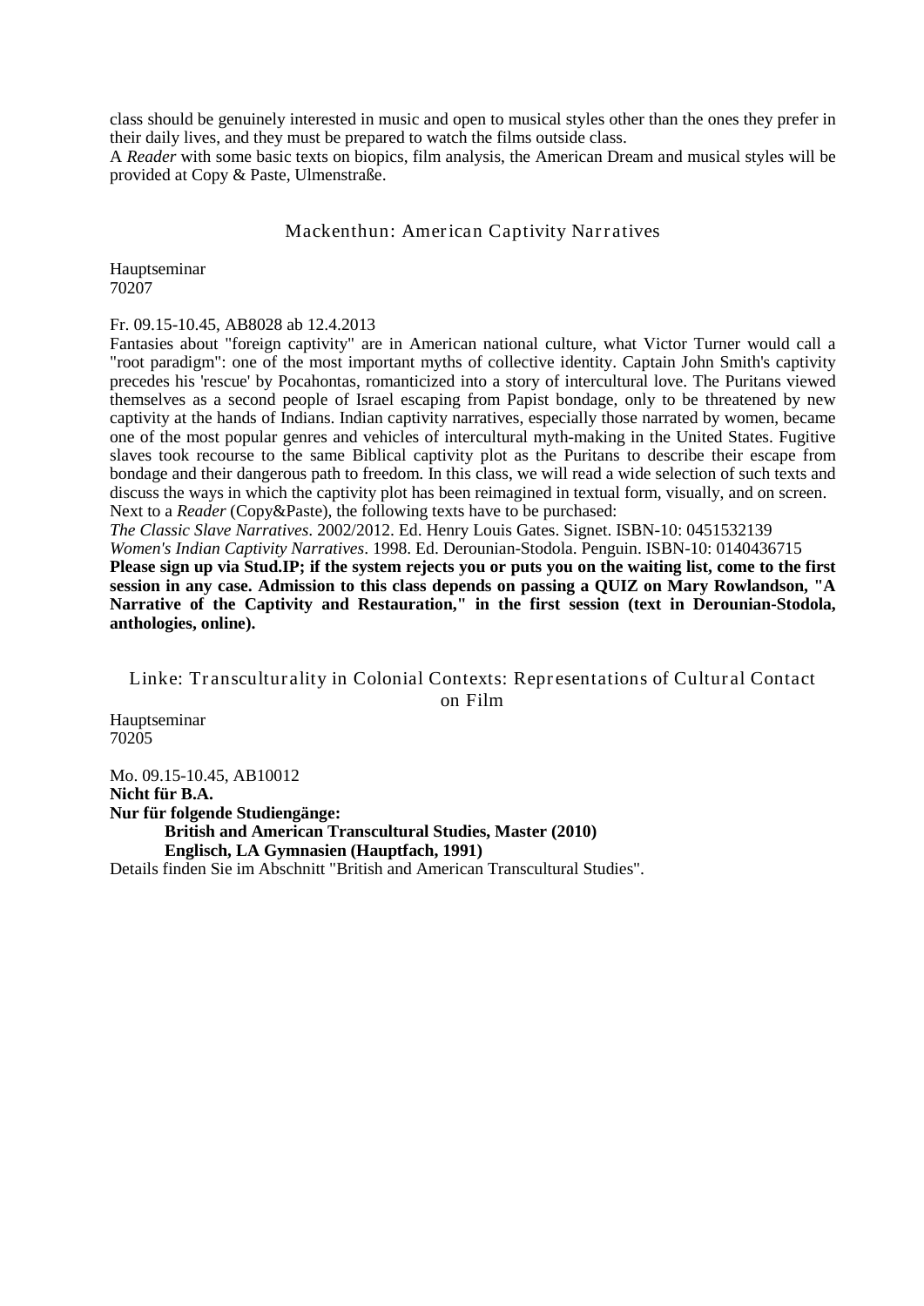class should be genuinely interested in music and open to musical styles other than the ones they prefer in their daily lives, and they must be prepared to watch the films outside class.
A *Reader* with some basic texts on biopics, film analysis, the American Dream and musical styles will be provided at Copy & Paste, Ulmenstraße.

## Mackenthun: American Captivity Narratives

Hauptseminar
70207

Fr. 09.15-10.45, AB8028 ab 12.4.2013
Fantasies about "foreign captivity" are in American national culture, what Victor Turner would call a "root paradigm": one of the most important myths of collective identity. Captain John Smith's captivity precedes his 'rescue' by Pocahontas, romanticized into a story of intercultural love. The Puritans viewed themselves as a second people of Israel escaping from Papist bondage, only to be threatened by new captivity at the hands of Indians. Indian captivity narratives, especially those narrated by women, became one of the most popular genres and vehicles of intercultural myth-making in the United States. Fugitive slaves took recourse to the same Biblical captivity plot as the Puritans to describe their escape from bondage and their dangerous path to freedom. In this class, we will read a wide selection of such texts and discuss the ways in which the captivity plot has been reimagined in textual form, visually, and on screen.
Next to a *Reader* (Copy&Paste), the following texts have to be purchased:
*The Classic Slave Narratives*. 2002/2012. Ed. Henry Louis Gates. Signet. ISBN-10: 0451532139
*Women's Indian Captivity Narratives*. 1998. Ed. Derounian-Stodola. Penguin. ISBN-10: 0140436715
**Please sign up via Stud.IP; if the system rejects you or puts you on the waiting list, come to the first session in any case. Admission to this class depends on passing a QUIZ on Mary Rowlandson, "A Narrative of the Captivity and Restauration," in the first session (text in Derounian-Stodola, anthologies, online).**

## Linke: Transculturality in Colonial Contexts: Representations of Cultural Contact on Film

Hauptseminar
70205

Mo. 09.15-10.45, AB10012
**Nicht für B.A.**
**Nur für folgende Studiengänge:**
**British and American Transcultural Studies, Master (2010)**
**Englisch, LA Gymnasien (Hauptfach, 1991)**
Details finden Sie im Abschnitt "British and American Transcultural Studies".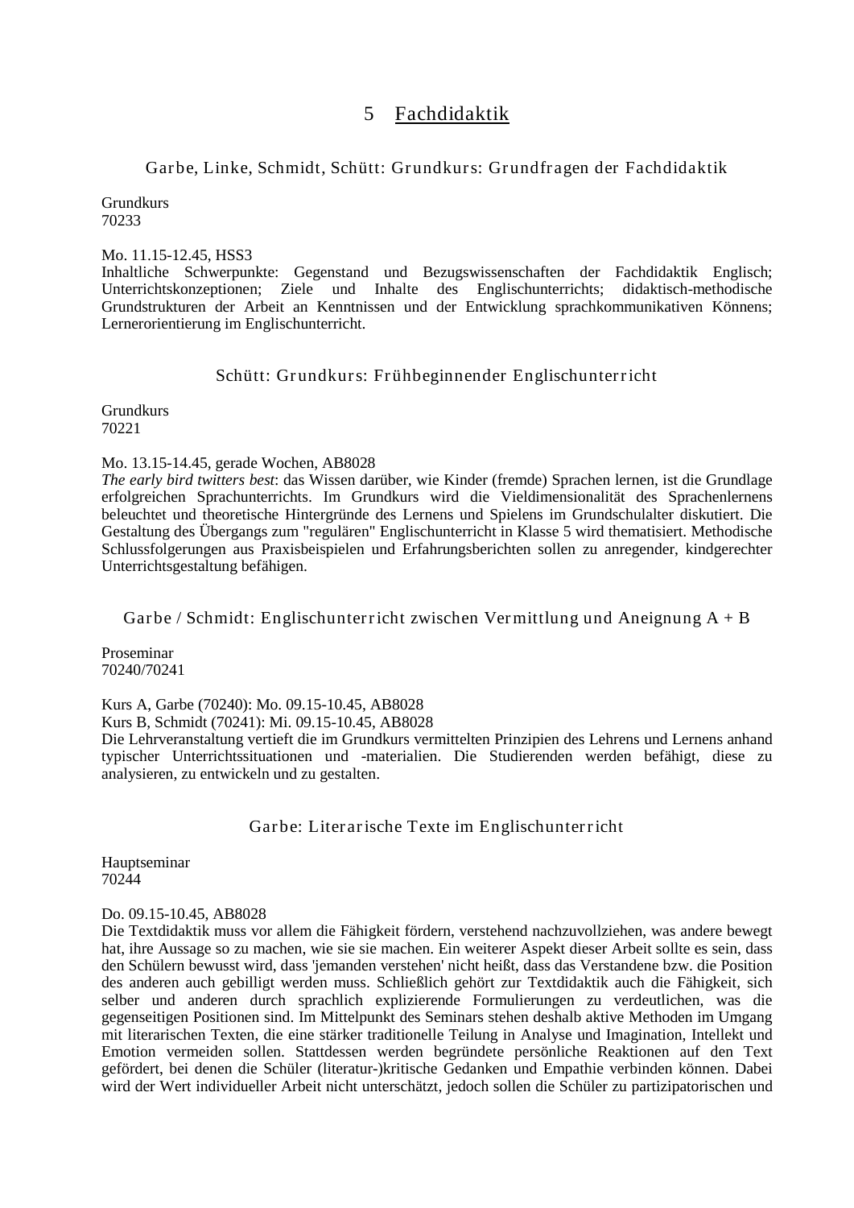# 5 Fachdidaktik

### Garbe, Linke, Schmidt, Schütt: Grundkurs: Grundfragen der Fachdidaktik

Grundkurs
70233

Mo. 11.15-12.45, HSS3
Inhaltliche Schwerpunkte: Gegenstand und Bezugswissenschaften der Fachdidaktik Englisch; Unterrichtskonzeptionen; Ziele und Inhalte des Englischunterrichts; didaktisch-methodische Grundstrukturen der Arbeit an Kenntnissen und der Entwicklung sprachkommunikativen Könnens; Lernerorientierung im Englischunterricht.

### Schütt: Grundkurs: Frühbeginnender Englischunterricht

Grundkurs
70221

Mo. 13.15-14.45, gerade Wochen, AB8028
*The early bird twitters best*: das Wissen darüber, wie Kinder (fremde) Sprachen lernen, ist die Grundlage erfolgreichen Sprachunterrichts. Im Grundkurs wird die Vieldimensionalität des Sprachenlernens beleuchtet und theoretische Hintergründe des Lernens und Spielens im Grundschulalter diskutiert. Die Gestaltung des Übergangs zum "regulären" Englischunterricht in Klasse 5 wird thematisiert. Methodische Schlussfolgerungen aus Praxisbeispielen und Erfahrungsberichten sollen zu anregender, kindgerechter Unterrichtsgestaltung befähigen.

### Garbe / Schmidt: Englischunterricht zwischen Vermittlung und Aneignung A + B

Proseminar
70240/70241

Kurs A, Garbe (70240): Mo. 09.15-10.45, AB8028
Kurs B, Schmidt (70241): Mi. 09.15-10.45, AB8028
Die Lehrveranstaltung vertieft die im Grundkurs vermittelten Prinzipien des Lehrens und Lernens anhand typischer Unterrichtssituationen und -materialien. Die Studierenden werden befähigt, diese zu analysieren, zu entwickeln und zu gestalten.

### Garbe: Literarische Texte im Englischunterricht

Hauptseminar
70244

Do. 09.15-10.45, AB8028
Die Textdidaktik muss vor allem die Fähigkeit fördern, verstehend nachzuvollziehen, was andere bewegt hat, ihre Aussage so zu machen, wie sie sie machen. Ein weiterer Aspekt dieser Arbeit sollte es sein, dass den Schülern bewusst wird, dass 'jemanden verstehen' nicht heißt, dass das Verstandene bzw. die Position des anderen auch gebilligt werden muss. Schließlich gehört zur Textdidaktik auch die Fähigkeit, sich selber und anderen durch sprachlich explizierende Formulierungen zu verdeutlichen, was die gegenseitigen Positionen sind. Im Mittelpunkt des Seminars stehen deshalb aktive Methoden im Umgang mit literarischen Texten, die eine stärker traditionelle Teilung in Analyse und Imagination, Intellekt und Emotion vermeiden sollen. Stattdessen werden begründete persönliche Reaktionen auf den Text gefördert, bei denen die Schüler (literatur-)kritische Gedanken und Empathie verbinden können. Dabei wird der Wert individueller Arbeit nicht unterschätzt, jedoch sollen die Schüler zu partizipatorischen und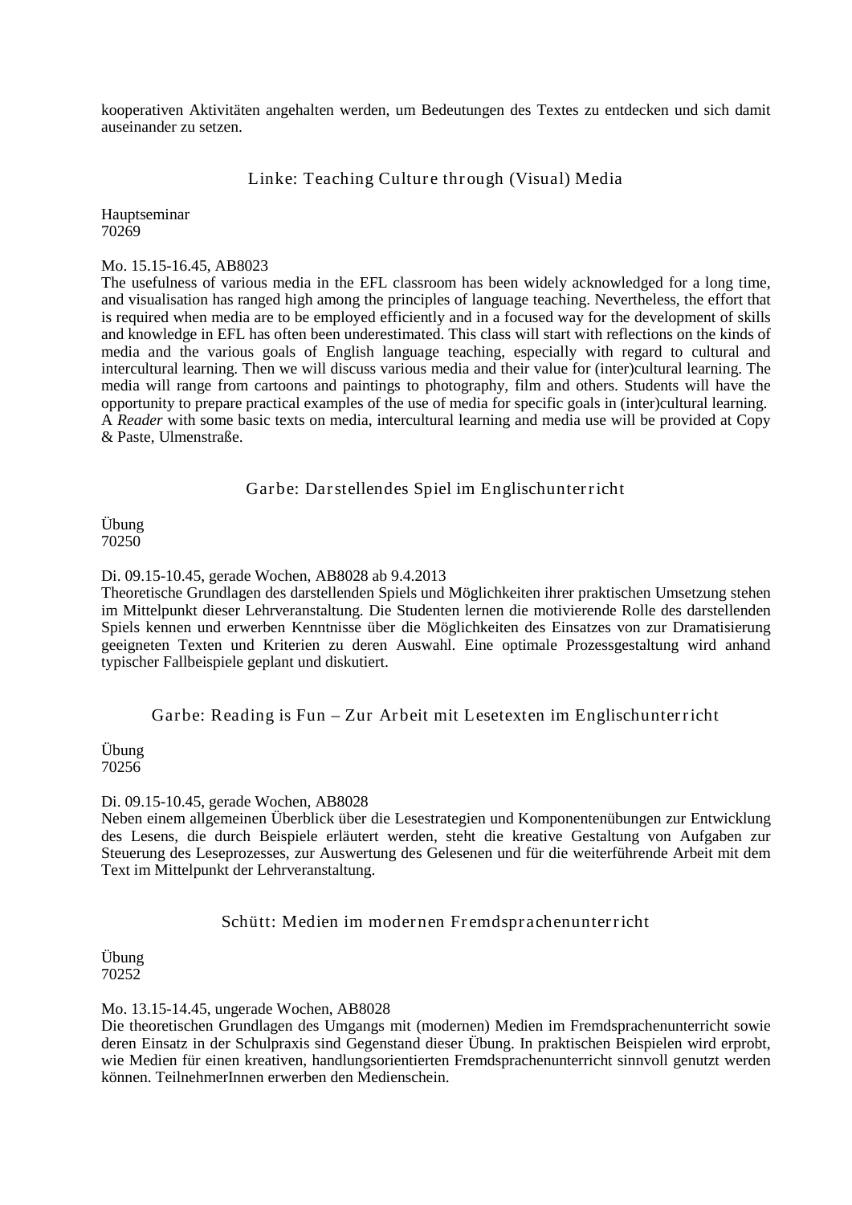kooperativen Aktivitäten angehalten werden, um Bedeutungen des Textes zu entdecken und sich damit auseinander zu setzen.

## Linke: Teaching Culture through (Visual) Media

Hauptseminar
70269

Mo. 15.15-16.45, AB8023
The usefulness of various media in the EFL classroom has been widely acknowledged for a long time, and visualisation has ranged high among the principles of language teaching. Nevertheless, the effort that is required when media are to be employed efficiently and in a focused way for the development of skills and knowledge in EFL has often been underestimated. This class will start with reflections on the kinds of media and the various goals of English language teaching, especially with regard to cultural and intercultural learning. Then we will discuss various media and their value for (inter)cultural learning. The media will range from cartoons and paintings to photography, film and others. Students will have the opportunity to prepare practical examples of the use of media for specific goals in (inter)cultural learning.
A *Reader* with some basic texts on media, intercultural learning and media use will be provided at Copy & Paste, Ulmenstraße.

## Garbe: Darstellendes Spiel im Englischunterricht

Übung
70250

Di. 09.15-10.45, gerade Wochen, AB8028 ab 9.4.2013
Theoretische Grundlagen des darstellenden Spiels und Möglichkeiten ihrer praktischen Umsetzung stehen im Mittelpunkt dieser Lehrveranstaltung. Die Studenten lernen die motivierende Rolle des darstellenden Spiels kennen und erwerben Kenntnisse über die Möglichkeiten des Einsatzes von zur Dramatisierung geeigneten Texten und Kriterien zu deren Auswahl. Eine optimale Prozessgestaltung wird anhand typischer Fallbeispiele geplant und diskutiert.

## Garbe: Reading is Fun – Zur Arbeit mit Lesetexten im Englischunterricht

Übung
70256

Di. 09.15-10.45, gerade Wochen, AB8028
Neben einem allgemeinen Überblick über die Lesestrategien und Komponentenübungen zur Entwicklung des Lesens, die durch Beispiele erläutert werden, steht die kreative Gestaltung von Aufgaben zur Steuerung des Leseprozesses, zur Auswertung des Gelesenen und für die weiterführende Arbeit mit dem Text im Mittelpunkt der Lehrveranstaltung.

## Schütt: Medien im modernen Fremdsprachenunterricht

Übung
70252

Mo. 13.15-14.45, ungerade Wochen, AB8028
Die theoretischen Grundlagen des Umgangs mit (modernen) Medien im Fremdsprachenunterricht sowie deren Einsatz in der Schulpraxis sind Gegenstand dieser Übung. In praktischen Beispielen wird erprobt, wie Medien für einen kreativen, handlungsorientierten Fremdsprachenunterricht sinnvoll genutzt werden können. TeilnehmerInnen erwerben den Medienschein.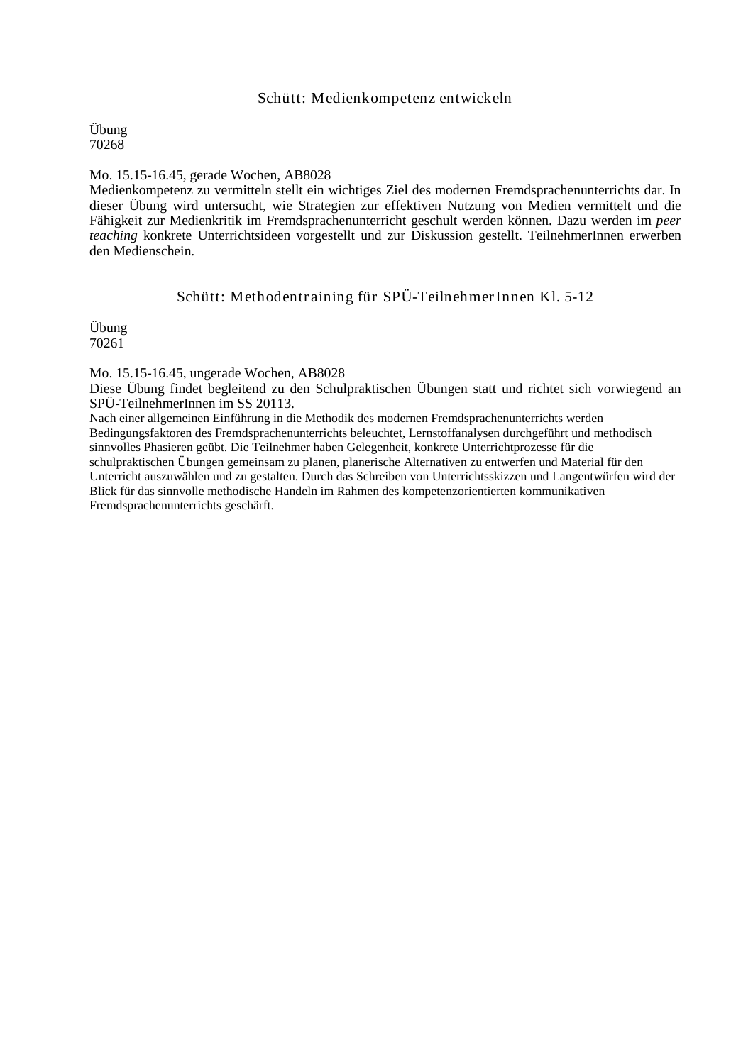## Schütt: Medienkompetenz entwickeln

Übung
70268

Mo. 15.15-16.45, gerade Wochen, AB8028
Medienkompetenz zu vermitteln stellt ein wichtiges Ziel des modernen Fremdsprachenunterrichts dar. In dieser Übung wird untersucht, wie Strategien zur effektiven Nutzung von Medien vermittelt und die Fähigkeit zur Medienkritik im Fremdsprachenunterricht geschult werden können. Dazu werden im *peer teaching* konkrete Unterrichtsideen vorgestellt und zur Diskussion gestellt. TeilnehmerInnen erwerben den Medienschein.

## Schütt: Methodentraining für SPÜ-TeilnehmerInnen Kl. 5-12

Übung
70261

Mo. 15.15-16.45, ungerade Wochen, AB8028
Diese Übung findet begleitend zu den Schulpraktischen Übungen statt und richtet sich vorwiegend an SPÜ-TeilnehmerInnen im SS 20113.
Nach einer allgemeinen Einführung in die Methodik des modernen Fremdsprachenunterrichts werden Bedingungsfaktoren des Fremdsprachenunterrichts beleuchtet, Lernstoffanalysen durchgeführt und methodisch sinnvolles Phasieren geübt. Die Teilnehmer haben Gelegenheit, konkrete Unterrichtprozesse für die schulpraktischen Übungen gemeinsam zu planen, planerische Alternativen zu entwerfen und Material für den Unterricht auszuwählen und zu gestalten. Durch das Schreiben von Unterrichtsskizzen und Langentwürfen wird der Blick für das sinnvolle methodische Handeln im Rahmen des kompetenzorientierten kommunikativen Fremdsprachenunterrichts geschärft.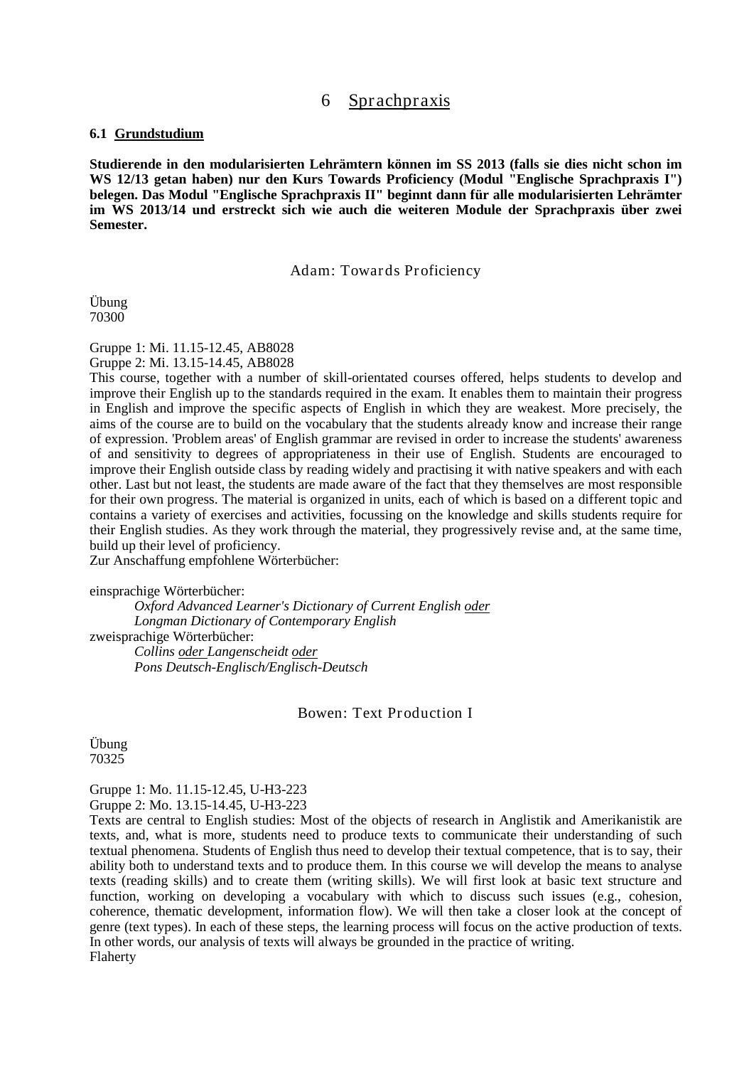# 6 Sprachpraxis

## 6.1 Grundstudium

**Studierende in den modularisierten Lehrämtern können im SS 2013 (falls sie dies nicht schon im WS 12/13 getan haben) nur den Kurs Towards Proficiency (Modul "Englische Sprachpraxis I") belegen. Das Modul "Englische Sprachpraxis II" beginnt dann für alle modularisierten Lehrämter im WS 2013/14 und erstreckt sich wie auch die weiteren Module der Sprachpraxis über zwei Semester.**

### Adam: Towards Proficiency

Übung
70300

Gruppe 1: Mi. 11.15-12.45, AB8028
Gruppe 2: Mi. 13.15-14.45, AB8028

This course, together with a number of skill-orientated courses offered, helps students to develop and improve their English up to the standards required in the exam. It enables them to maintain their progress in English and improve the specific aspects of English in which they are weakest. More precisely, the aims of the course are to build on the vocabulary that the students already know and increase their range of expression. 'Problem areas' of English grammar are revised in order to increase the students' awareness of and sensitivity to degrees of appropriateness in their use of English. Students are encouraged to improve their English outside class by reading widely and practising it with native speakers and with each other. Last but not least, the students are made aware of the fact that they themselves are most responsible for their own progress. The material is organized in units, each of which is based on a different topic and contains a variety of exercises and activities, focussing on the knowledge and skills students require for their English studies. As they work through the material, they progressively revise and, at the same time, build up their level of proficiency.
Zur Anschaffung empfohlene Wörterbücher:

einsprachige Wörterbücher:
*Oxford Advanced Learner's Dictionary of Current English* oder
*Longman Dictionary of Contemporary English*
zweisprachige Wörterbücher:
*Collins* oder *Langenscheidt* oder
*Pons Deutsch-Englisch/Englisch-Deutsch*

### Bowen: Text Production I

Übung
70325

Gruppe 1: Mo. 11.15-12.45, U-H3-223
Gruppe 2: Mo. 13.15-14.45, U-H3-223

Texts are central to English studies: Most of the objects of research in Anglistik and Amerikanistik are texts, and, what is more, students need to produce texts to communicate their understanding of such textual phenomena. Students of English thus need to develop their textual competence, that is to say, their ability both to understand texts and to produce them. In this course we will develop the means to analyse texts (reading skills) and to create them (writing skills). We will first look at basic text structure and function, working on developing a vocabulary with which to discuss such issues (e.g., cohesion, coherence, thematic development, information flow). We will then take a closer look at the concept of genre (text types). In each of these steps, the learning process will focus on the active production of texts. In other words, our analysis of texts will always be grounded in the practice of writing.
Flaherty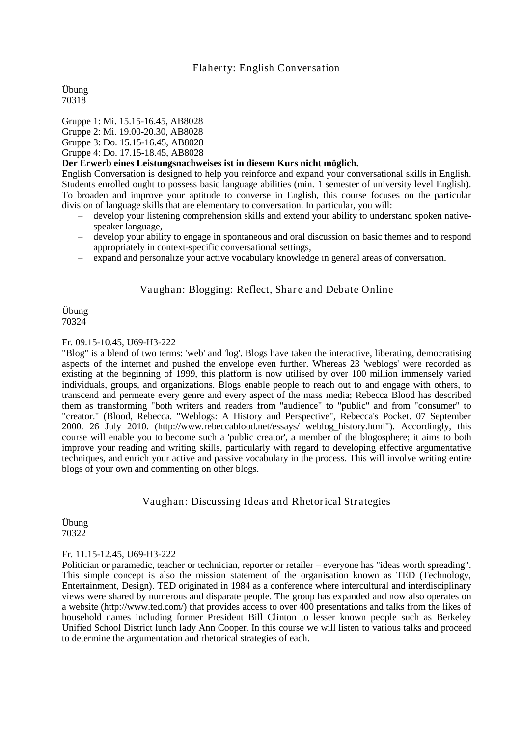## Flaherty: English Conversation

Übung
70318

Gruppe 1: Mi. 15.15-16.45, AB8028
Gruppe 2: Mi. 19.00-20.30, AB8028
Gruppe 3: Do. 15.15-16.45, AB8028
Gruppe 4: Do. 17.15-18.45, AB8028

**Der Erwerb eines Leistungsnachweises ist in diesem Kurs nicht möglich.**

English Conversation is designed to help you reinforce and expand your conversational skills in English. Students enrolled ought to possess basic language abilities (min. 1 semester of university level English). To broaden and improve your aptitude to converse in English, this course focuses on the particular division of language skills that are elementary to conversation. In particular, you will:

- develop your listening comprehension skills and extend your ability to understand spoken native-speaker language,
- develop your ability to engage in spontaneous and oral discussion on basic themes and to respond appropriately in context-specific conversational settings,
- expand and personalize your active vocabulary knowledge in general areas of conversation.

## Vaughan: Blogging: Reflect, Share and Debate Online

Übung
70324

Fr. 09.15-10.45, U69-H3-222

"Blog" is a blend of two terms: 'web' and 'log'. Blogs have taken the interactive, liberating, democratising aspects of the internet and pushed the envelope even further. Whereas 23 'weblogs' were recorded as existing at the beginning of 1999, this platform is now utilised by over 100 million immensely varied individuals, groups, and organizations. Blogs enable people to reach out to and engage with others, to transcend and permeate every genre and every aspect of the mass media; Rebecca Blood has described them as transforming "both writers and readers from "audience" to "public" and from "consumer" to "creator." (Blood, Rebecca. "Weblogs: A History and Perspective", Rebecca's Pocket. 07 September 2000. 26 July 2010. (http://www.rebeccablood.net/essays/ weblog_history.html"). Accordingly, this course will enable you to become such a 'public creator', a member of the blogosphere; it aims to both improve your reading and writing skills, particularly with regard to developing effective argumentative techniques, and enrich your active and passive vocabulary in the process. This will involve writing entire blogs of your own and commenting on other blogs.

## Vaughan: Discussing Ideas and Rhetorical Strategies

Übung
70322

Fr. 11.15-12.45, U69-H3-222

Politician or paramedic, teacher or technician, reporter or retailer – everyone has "ideas worth spreading". This simple concept is also the mission statement of the organisation known as TED (Technology, Entertainment, Design). TED originated in 1984 as a conference where intercultural and interdisciplinary views were shared by numerous and disparate people. The group has expanded and now also operates on a website (http://www.ted.com/) that provides access to over 400 presentations and talks from the likes of household names including former President Bill Clinton to lesser known people such as Berkeley Unified School District lunch lady Ann Cooper. In this course we will listen to various talks and proceed to determine the argumentation and rhetorical strategies of each.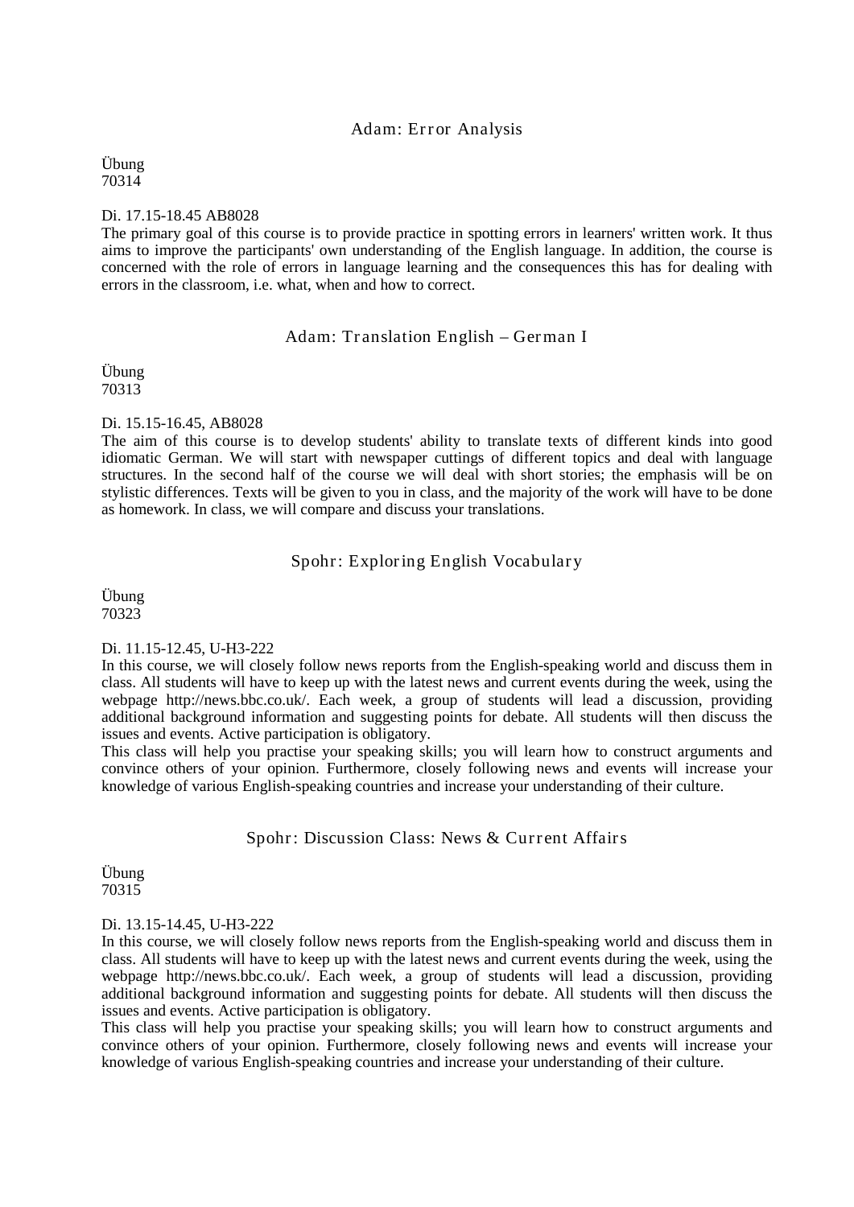## Adam: Error Analysis

Übung
70314

Di. 17.15-18.45 AB8028
The primary goal of this course is to provide practice in spotting errors in learners' written work. It thus aims to improve the participants' own understanding of the English language. In addition, the course is concerned with the role of errors in language learning and the consequences this has for dealing with errors in the classroom, i.e. what, when and how to correct.

## Adam: Translation English – German I

Übung
70313

Di. 15.15-16.45, AB8028
The aim of this course is to develop students' ability to translate texts of different kinds into good idiomatic German. We will start with newspaper cuttings of different topics and deal with language structures. In the second half of the course we will deal with short stories; the emphasis will be on stylistic differences. Texts will be given to you in class, and the majority of the work will have to be done as homework. In class, we will compare and discuss your translations.

## Spohr: Exploring English Vocabulary

Übung
70323

Di. 11.15-12.45, U-H3-222
In this course, we will closely follow news reports from the English-speaking world and discuss them in class. All students will have to keep up with the latest news and current events during the week, using the webpage http://news.bbc.co.uk/. Each week, a group of students will lead a discussion, providing additional background information and suggesting points for debate. All students will then discuss the issues and events. Active participation is obligatory.
This class will help you practise your speaking skills; you will learn how to construct arguments and convince others of your opinion. Furthermore, closely following news and events will increase your knowledge of various English-speaking countries and increase your understanding of their culture.

## Spohr: Discussion Class: News & Current Affairs

Übung
70315

Di. 13.15-14.45, U-H3-222
In this course, we will closely follow news reports from the English-speaking world and discuss them in class. All students will have to keep up with the latest news and current events during the week, using the webpage http://news.bbc.co.uk/. Each week, a group of students will lead a discussion, providing additional background information and suggesting points for debate. All students will then discuss the issues and events. Active participation is obligatory.
This class will help you practise your speaking skills; you will learn how to construct arguments and convince others of your opinion. Furthermore, closely following news and events will increase your knowledge of various English-speaking countries and increase your understanding of their culture.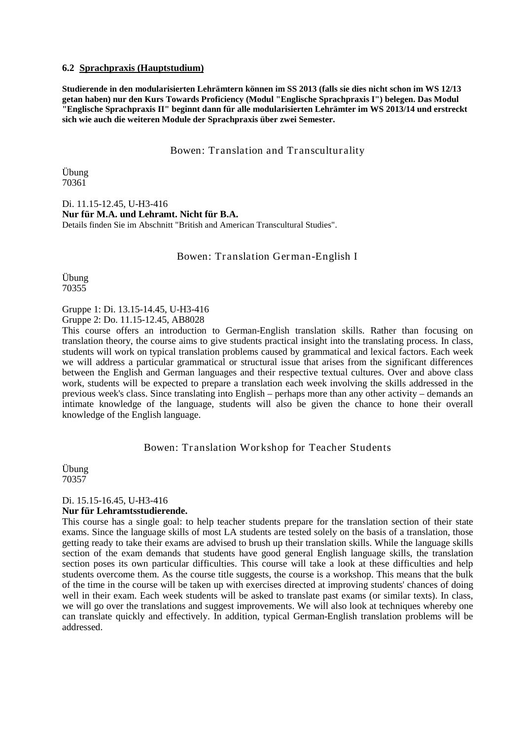### 6.2 Sprachpraxis (Hauptstudium)

**Studierende in den modularisierten Lehrämtern können im SS 2013 (falls sie dies nicht schon im WS 12/13 getan haben) nur den Kurs Towards Proficiency (Modul "Englische Sprachpraxis I") belegen. Das Modul "Englische Sprachpraxis II" beginnt dann für alle modularisierten Lehrämter im WS 2013/14 und erstreckt sich wie auch die weiteren Module der Sprachpraxis über zwei Semester.**

## Bowen: Translation and Transculturality

Übung
70361

Di. 11.15-12.45, U-H3-416
**Nur für M.A. und Lehramt. Nicht für B.A.**
Details finden Sie im Abschnitt "British and American Transcultural Studies".

## Bowen: Translation German-English I

Übung
70355

Gruppe 1: Di. 13.15-14.45, U-H3-416
Gruppe 2: Do. 11.15-12.45, AB8028

This course offers an introduction to German-English translation skills. Rather than focusing on translation theory, the course aims to give students practical insight into the translating process. In class, students will work on typical translation problems caused by grammatical and lexical factors. Each week we will address a particular grammatical or structural issue that arises from the significant differences between the English and German languages and their respective textual cultures. Over and above class work, students will be expected to prepare a translation each week involving the skills addressed in the previous week's class. Since translating into English – perhaps more than any other activity – demands an intimate knowledge of the language, students will also be given the chance to hone their overall knowledge of the English language.

## Bowen: Translation Workshop for Teacher Students

Übung
70357

Di. 15.15-16.45, U-H3-416
**Nur für Lehramtsstudierende.**

This course has a single goal: to help teacher students prepare for the translation section of their state exams. Since the language skills of most LA students are tested solely on the basis of a translation, those getting ready to take their exams are advised to brush up their translation skills. While the language skills section of the exam demands that students have good general English language skills, the translation section poses its own particular difficulties. This course will take a look at these difficulties and help students overcome them. As the course title suggests, the course is a workshop. This means that the bulk of the time in the course will be taken up with exercises directed at improving students' chances of doing well in their exam. Each week students will be asked to translate past exams (or similar texts). In class, we will go over the translations and suggest improvements. We will also look at techniques whereby one can translate quickly and effectively. In addition, typical German-English translation problems will be addressed.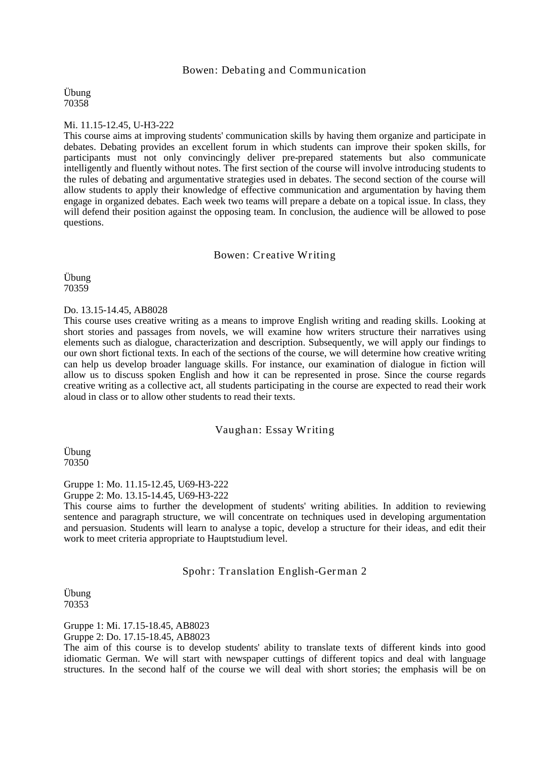## Bowen: Debating and Communication

Übung
70358

Mi. 11.15-12.45, U-H3-222
This course aims at improving students' communication skills by having them organize and participate in debates. Debating provides an excellent forum in which students can improve their spoken skills, for participants must not only convincingly deliver pre-prepared statements but also communicate intelligently and fluently without notes. The first section of the course will involve introducing students to the rules of debating and argumentative strategies used in debates. The second section of the course will allow students to apply their knowledge of effective communication and argumentation by having them engage in organized debates. Each week two teams will prepare a debate on a topical issue. In class, they will defend their position against the opposing team. In conclusion, the audience will be allowed to pose questions.

## Bowen: Creative Writing

Übung
70359

Do. 13.15-14.45, AB8028
This course uses creative writing as a means to improve English writing and reading skills. Looking at short stories and passages from novels, we will examine how writers structure their narratives using elements such as dialogue, characterization and description. Subsequently, we will apply our findings to our own short fictional texts. In each of the sections of the course, we will determine how creative writing can help us develop broader language skills. For instance, our examination of dialogue in fiction will allow us to discuss spoken English and how it can be represented in prose. Since the course regards creative writing as a collective act, all students participating in the course are expected to read their work aloud in class or to allow other students to read their texts.

## Vaughan: Essay Writing

Übung
70350

Gruppe 1: Mo. 11.15-12.45, U69-H3-222
Gruppe 2: Mo. 13.15-14.45, U69-H3-222
This course aims to further the development of students' writing abilities. In addition to reviewing sentence and paragraph structure, we will concentrate on techniques used in developing argumentation and persuasion. Students will learn to analyse a topic, develop a structure for their ideas, and edit their work to meet criteria appropriate to Hauptstudium level.

## Spohr: Translation English-German 2

Übung
70353

Gruppe 1: Mi. 17.15-18.45, AB8023
Gruppe 2: Do. 17.15-18.45, AB8023
The aim of this course is to develop students' ability to translate texts of different kinds into good idiomatic German. We will start with newspaper cuttings of different topics and deal with language structures. In the second half of the course we will deal with short stories; the emphasis will be on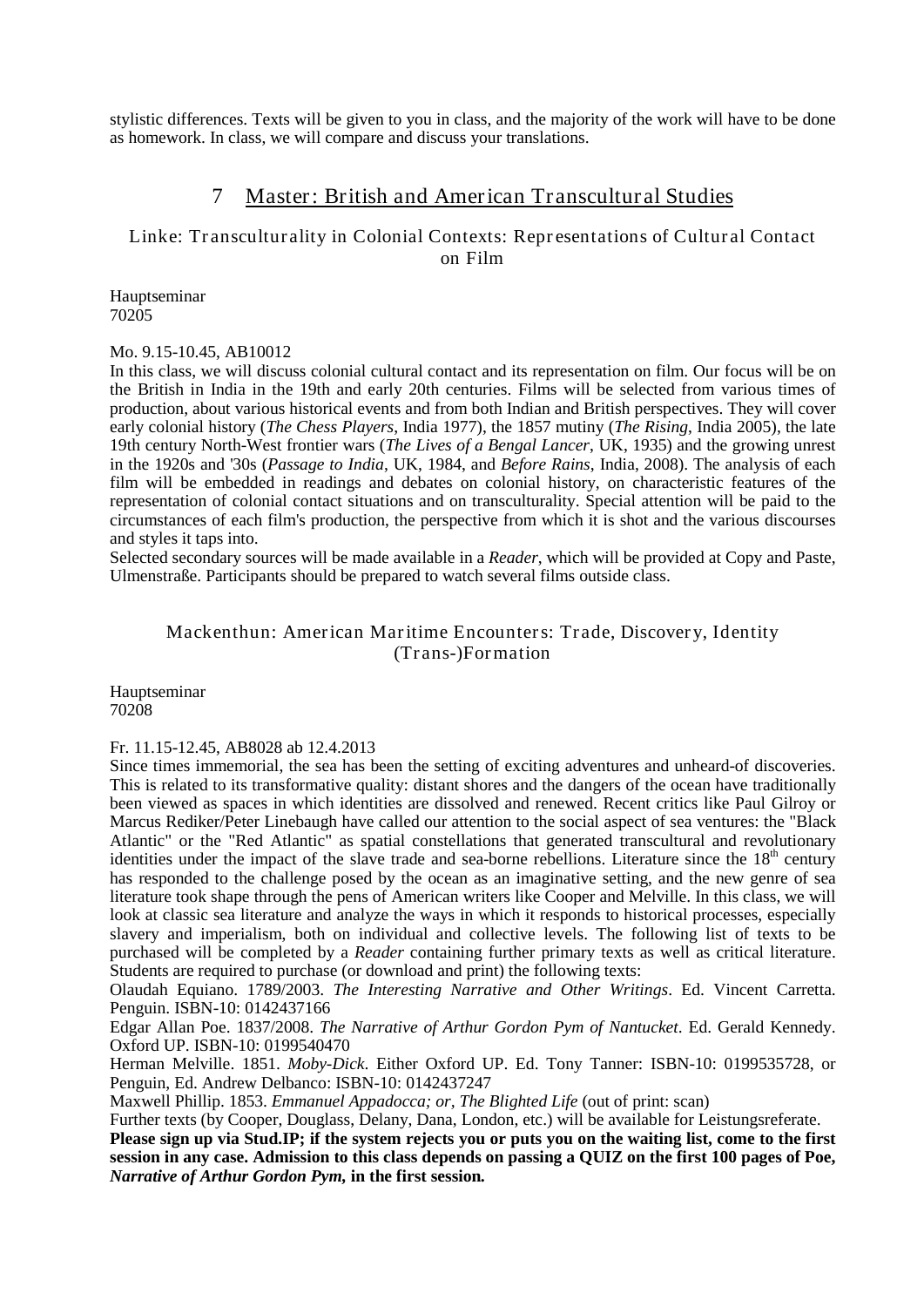stylistic differences. Texts will be given to you in class, and the majority of the work will have to be done as homework. In class, we will compare and discuss your translations.

# 7 Master: British and American Transcultural Studies

## Linke: Transculturality in Colonial Contexts: Representations of Cultural Contact on Film

Hauptseminar
70205

Mo. 9.15-10.45, AB10012

In this class, we will discuss colonial cultural contact and its representation on film. Our focus will be on the British in India in the 19th and early 20th centuries. Films will be selected from various times of production, about various historical events and from both Indian and British perspectives. They will cover early colonial history (*The Chess Players*, India 1977), the 1857 mutiny (*The Rising*, India 2005), the late 19th century North-West frontier wars (*The Lives of a Bengal Lancer*, UK, 1935) and the growing unrest in the 1920s and '30s (*Passage to India*, UK, 1984, and *Before Rains*, India, 2008). The analysis of each film will be embedded in readings and debates on colonial history, on characteristic features of the representation of colonial contact situations and on transculturality. Special attention will be paid to the circumstances of each film's production, the perspective from which it is shot and the various discourses and styles it taps into.

Selected secondary sources will be made available in a *Reader*, which will be provided at Copy and Paste, Ulmenstraße. Participants should be prepared to watch several films outside class.

## Mackenthun: American Maritime Encounters: Trade, Discovery, Identity (Trans-)Formation

Hauptseminar
70208

Fr. 11.15-12.45, AB8028 ab 12.4.2013

Since times immemorial, the sea has been the setting of exciting adventures and unheard-of discoveries. This is related to its transformative quality: distant shores and the dangers of the ocean have traditionally been viewed as spaces in which identities are dissolved and renewed. Recent critics like Paul Gilroy or Marcus Rediker/Peter Linebaugh have called our attention to the social aspect of sea ventures: the "Black Atlantic" or the "Red Atlantic" as spatial constellations that generated transcultural and revolutionary identities under the impact of the slave trade and sea-borne rebellions. Literature since the 18th century has responded to the challenge posed by the ocean as an imaginative setting, and the new genre of sea literature took shape through the pens of American writers like Cooper and Melville. In this class, we will look at classic sea literature and analyze the ways in which it responds to historical processes, especially slavery and imperialism, both on individual and collective levels. The following list of texts to be purchased will be completed by a *Reader* containing further primary texts as well as critical literature. Students are required to purchase (or download and print) the following texts:

Olaudah Equiano. 1789/2003. *The Interesting Narrative and Other Writings*. Ed. Vincent Carretta. Penguin. ISBN-10: 0142437166

Edgar Allan Poe. 1837/2008. *The Narrative of Arthur Gordon Pym of Nantucket*. Ed. Gerald Kennedy. Oxford UP. ISBN-10: 0199540470

Herman Melville. 1851. *Moby-Dick*. Either Oxford UP. Ed. Tony Tanner: ISBN-10: 0199535728, or Penguin, Ed. Andrew Delbanco: ISBN-10: 0142437247

Maxwell Phillip. 1853. *Emmanuel Appadocca; or, The Blighted Life* (out of print: scan)

Further texts (by Cooper, Douglass, Delany, Dana, London, etc.) will be available for Leistungsreferate.

**Please sign up via Stud.IP; if the system rejects you or puts you on the waiting list, come to the first session in any case. Admission to this class depends on passing a QUIZ on the first 100 pages of Poe, *Narrative of Arthur Gordon Pym*, in the first session.**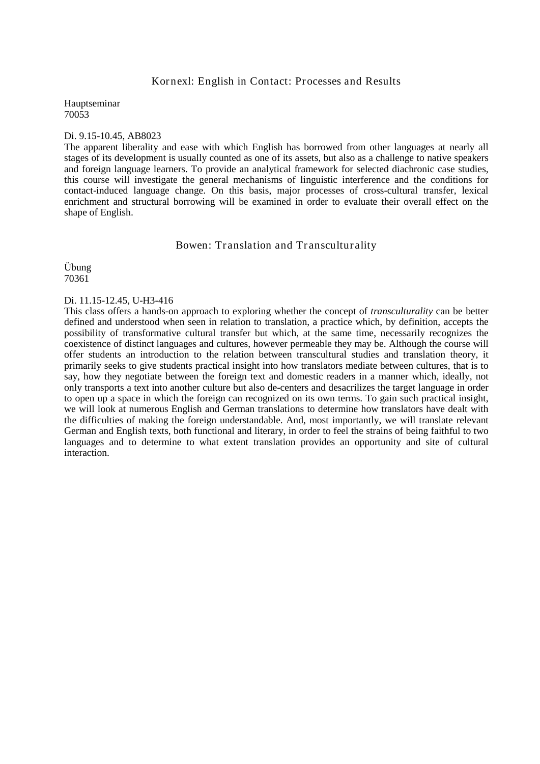## Kornexl: English in Contact: Processes and Results

Hauptseminar
70053

Di. 9.15-10.45, AB8023
The apparent liberality and ease with which English has borrowed from other languages at nearly all stages of its development is usually counted as one of its assets, but also as a challenge to native speakers and foreign language learners. To provide an analytical framework for selected diachronic case studies, this course will investigate the general mechanisms of linguistic interference and the conditions for contact-induced language change. On this basis, major processes of cross-cultural transfer, lexical enrichment and structural borrowing will be examined in order to evaluate their overall effect on the shape of English.

## Bowen: Translation and Transculturality

Übung
70361

Di. 11.15-12.45, U-H3-416
This class offers a hands-on approach to exploring whether the concept of *transculturality* can be better defined and understood when seen in relation to translation, a practice which, by definition, accepts the possibility of transformative cultural transfer but which, at the same time, necessarily recognizes the coexistence of distinct languages and cultures, however permeable they may be. Although the course will offer students an introduction to the relation between transcultural studies and translation theory, it primarily seeks to give students practical insight into how translators mediate between cultures, that is to say, how they negotiate between the foreign text and domestic readers in a manner which, ideally, not only transports a text into another culture but also de-centers and desacrilizes the target language in order to open up a space in which the foreign can recognized on its own terms. To gain such practical insight, we will look at numerous English and German translations to determine how translators have dealt with the difficulties of making the foreign understandable. And, most importantly, we will translate relevant German and English texts, both functional and literary, in order to feel the strains of being faithful to two languages and to determine to what extent translation provides an opportunity and site of cultural interaction.